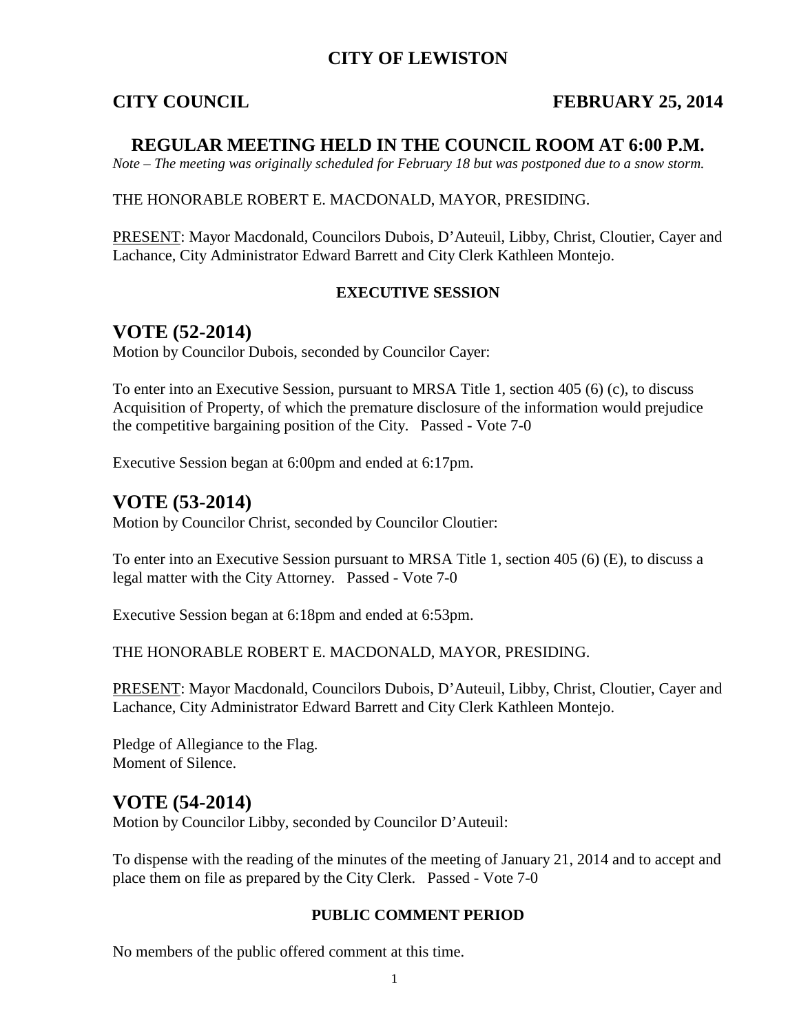# CITY OF LEWISTON

**CITY COUNCIL** **FEBRUARY 25, 2014**

## REGULAR MEETING HELD IN THE COUNCIL ROOM AT 6:00 P.M.

*Note – The meeting was originally scheduled for February 18 but was postponed due to a snow storm.*

THE HONORABLE ROBERT E. MACDONALD, MAYOR, PRESIDING.

PRESENT: Mayor Macdonald, Councilors Dubois, D'Auteuil, Libby, Christ, Cloutier, Cayer and Lachance, City Administrator Edward Barrett and City Clerk Kathleen Montejo.

### EXECUTIVE SESSION

## VOTE (52-2014)

Motion by Councilor Dubois, seconded by Councilor Cayer:

To enter into an Executive Session, pursuant to MRSA Title 1, section 405 (6) (c), to discuss Acquisition of Property, of which the premature disclosure of the information would prejudice the competitive bargaining position of the City. Passed - Vote 7-0

Executive Session began at 6:00pm and ended at 6:17pm.

## VOTE (53-2014)

Motion by Councilor Christ, seconded by Councilor Cloutier:

To enter into an Executive Session pursuant to MRSA Title 1, section 405 (6) (E), to discuss a legal matter with the City Attorney. Passed - Vote 7-0

Executive Session began at 6:18pm and ended at 6:53pm.

THE HONORABLE ROBERT E. MACDONALD, MAYOR, PRESIDING.

PRESENT: Mayor Macdonald, Councilors Dubois, D'Auteuil, Libby, Christ, Cloutier, Cayer and Lachance, City Administrator Edward Barrett and City Clerk Kathleen Montejo.

Pledge of Allegiance to the Flag.
Moment of Silence.

## VOTE (54-2014)

Motion by Councilor Libby, seconded by Councilor D'Auteuil:

To dispense with the reading of the minutes of the meeting of January 21, 2014 and to accept and place them on file as prepared by the City Clerk. Passed - Vote 7-0

### PUBLIC COMMENT PERIOD

No members of the public offered comment at this time.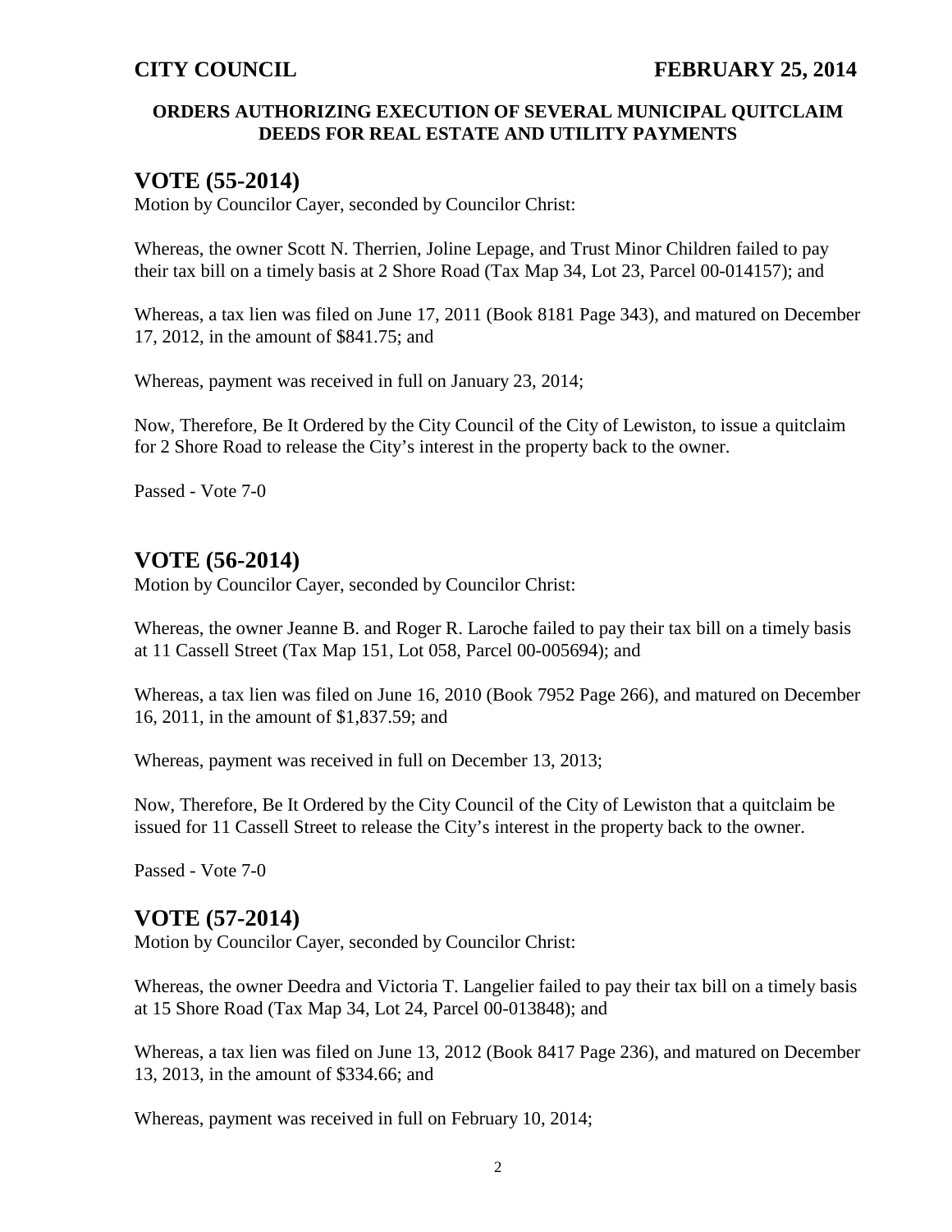**ORDERS AUTHORIZING EXECUTION OF SEVERAL MUNICIPAL QUITCLAIM DEEDS FOR REAL ESTATE AND UTILITY PAYMENTS**

## VOTE (55-2014)

Motion by Councilor Cayer, seconded by Councilor Christ:

Whereas, the owner Scott N. Therrien, Joline Lepage, and Trust Minor Children failed to pay their tax bill on a timely basis at 2 Shore Road (Tax Map 34, Lot 23, Parcel 00-014157); and

Whereas, a tax lien was filed on June 17, 2011 (Book 8181 Page 343), and matured on December 17, 2012, in the amount of $841.75; and

Whereas, payment was received in full on January 23, 2014;

Now, Therefore, Be It Ordered by the City Council of the City of Lewiston, to issue a quitclaim for 2 Shore Road to release the City's interest in the property back to the owner.

Passed - Vote 7-0

## VOTE (56-2014)

Motion by Councilor Cayer, seconded by Councilor Christ:

Whereas, the owner Jeanne B. and Roger R. Laroche failed to pay their tax bill on a timely basis at 11 Cassell Street (Tax Map 151, Lot 058, Parcel 00-005694); and

Whereas, a tax lien was filed on June 16, 2010 (Book 7952 Page 266), and matured on December 16, 2011, in the amount of $1,837.59; and

Whereas, payment was received in full on December 13, 2013;

Now, Therefore, Be It Ordered by the City Council of the City of Lewiston that a quitclaim be issued for 11 Cassell Street to release the City's interest in the property back to the owner.

Passed - Vote 7-0

## VOTE (57-2014)

Motion by Councilor Cayer, seconded by Councilor Christ:

Whereas, the owner Deedra and Victoria T. Langelier failed to pay their tax bill on a timely basis at 15 Shore Road (Tax Map 34, Lot 24, Parcel 00-013848); and

Whereas, a tax lien was filed on June 13, 2012 (Book 8417 Page 236), and matured on December 13, 2013, in the amount of $334.66; and

Whereas, payment was received in full on February 10, 2014;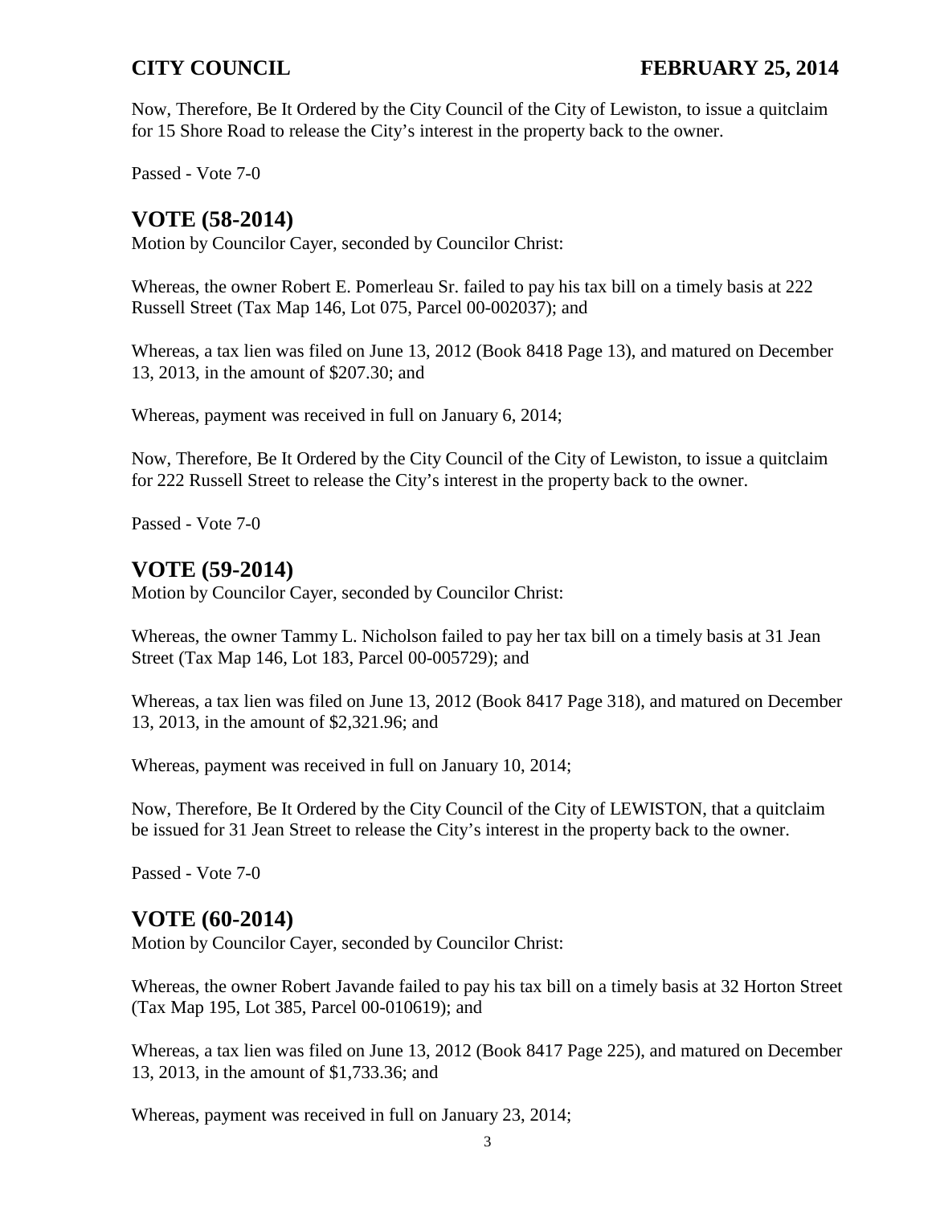Now, Therefore, Be It Ordered by the City Council of the City of Lewiston, to issue a quitclaim for 15 Shore Road to release the City's interest in the property back to the owner.

Passed - Vote 7-0

## VOTE (58-2014)

Motion by Councilor Cayer, seconded by Councilor Christ:

Whereas, the owner Robert E. Pomerleau Sr. failed to pay his tax bill on a timely basis at 222 Russell Street (Tax Map 146, Lot 075, Parcel 00-002037); and

Whereas, a tax lien was filed on June 13, 2012 (Book 8418 Page 13), and matured on December 13, 2013, in the amount of $207.30; and

Whereas, payment was received in full on January 6, 2014;

Now, Therefore, Be It Ordered by the City Council of the City of Lewiston, to issue a quitclaim for 222 Russell Street to release the City's interest in the property back to the owner.

Passed - Vote 7-0

## VOTE (59-2014)

Motion by Councilor Cayer, seconded by Councilor Christ:

Whereas, the owner Tammy L. Nicholson failed to pay her tax bill on a timely basis at 31 Jean Street (Tax Map 146, Lot 183, Parcel 00-005729); and

Whereas, a tax lien was filed on June 13, 2012 (Book 8417 Page 318), and matured on December 13, 2013, in the amount of $2,321.96; and

Whereas, payment was received in full on January 10, 2014;

Now, Therefore, Be It Ordered by the City Council of the City of LEWISTON, that a quitclaim be issued for 31 Jean Street to release the City's interest in the property back to the owner.

Passed - Vote 7-0

## VOTE (60-2014)

Motion by Councilor Cayer, seconded by Councilor Christ:

Whereas, the owner Robert Javande failed to pay his tax bill on a timely basis at 32 Horton Street (Tax Map 195, Lot 385, Parcel 00-010619); and

Whereas, a tax lien was filed on June 13, 2012 (Book 8417 Page 225), and matured on December 13, 2013, in the amount of $1,733.36; and

Whereas, payment was received in full on January 23, 2014;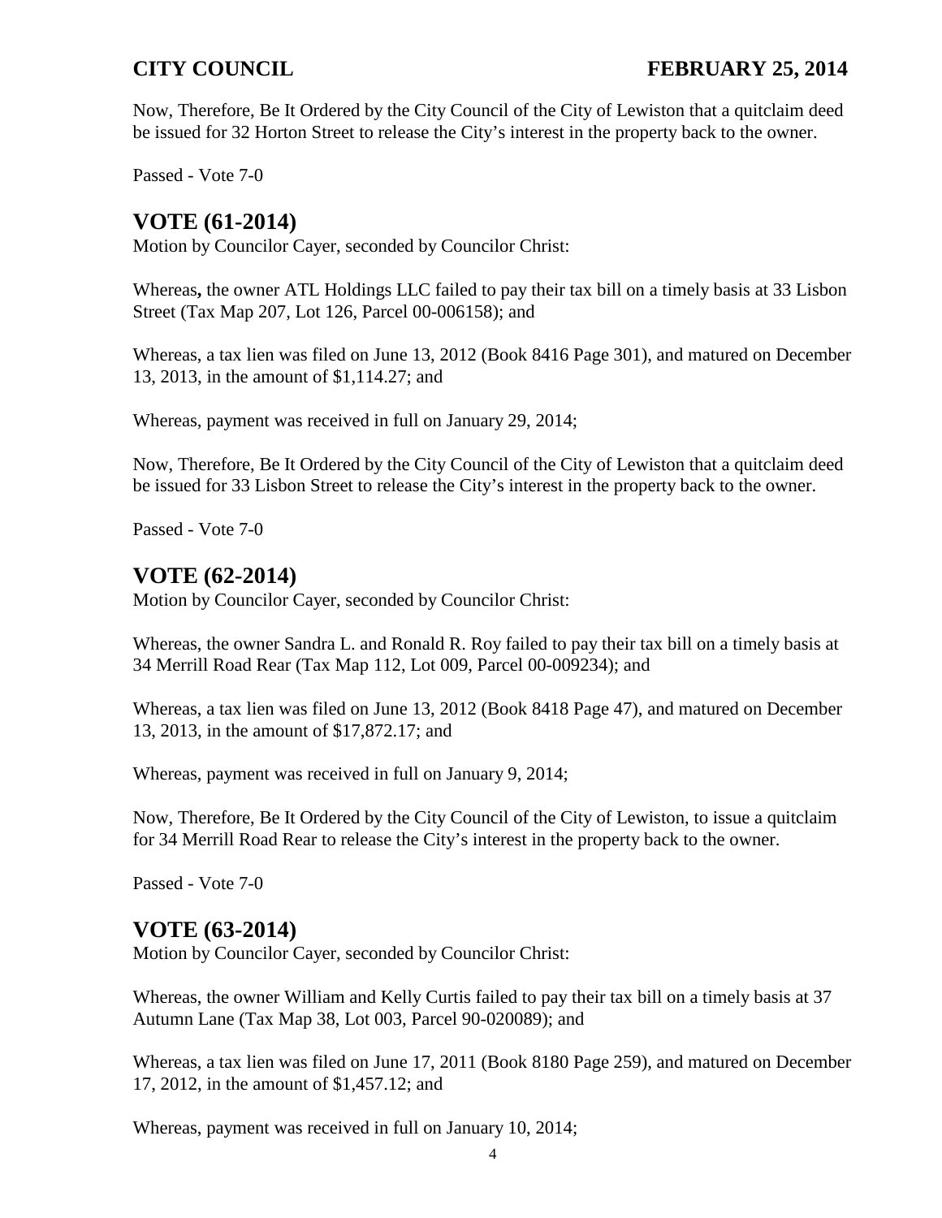Now, Therefore, Be It Ordered by the City Council of the City of Lewiston that a quitclaim deed be issued for 32 Horton Street to release the City's interest in the property back to the owner.

Passed - Vote 7-0

## VOTE (61-2014)

Motion by Councilor Cayer, seconded by Councilor Christ:

Whereas**,** the owner ATL Holdings LLC failed to pay their tax bill on a timely basis at 33 Lisbon Street (Tax Map 207, Lot 126, Parcel 00-006158); and

Whereas, a tax lien was filed on June 13, 2012 (Book 8416 Page 301), and matured on December 13, 2013, in the amount of $1,114.27; and

Whereas, payment was received in full on January 29, 2014;

Now, Therefore, Be It Ordered by the City Council of the City of Lewiston that a quitclaim deed be issued for 33 Lisbon Street to release the City's interest in the property back to the owner.

Passed - Vote 7-0

## VOTE (62-2014)

Motion by Councilor Cayer, seconded by Councilor Christ:

Whereas, the owner Sandra L. and Ronald R. Roy failed to pay their tax bill on a timely basis at 34 Merrill Road Rear (Tax Map 112, Lot 009, Parcel 00-009234); and

Whereas, a tax lien was filed on June 13, 2012 (Book 8418 Page 47), and matured on December 13, 2013, in the amount of $17,872.17; and

Whereas, payment was received in full on January 9, 2014;

Now, Therefore, Be It Ordered by the City Council of the City of Lewiston, to issue a quitclaim for 34 Merrill Road Rear to release the City's interest in the property back to the owner.

Passed - Vote 7-0

## VOTE (63-2014)

Motion by Councilor Cayer, seconded by Councilor Christ:

Whereas, the owner William and Kelly Curtis failed to pay their tax bill on a timely basis at 37 Autumn Lane (Tax Map 38, Lot 003, Parcel 90-020089); and

Whereas, a tax lien was filed on June 17, 2011 (Book 8180 Page 259), and matured on December 17, 2012, in the amount of $1,457.12; and

Whereas, payment was received in full on January 10, 2014;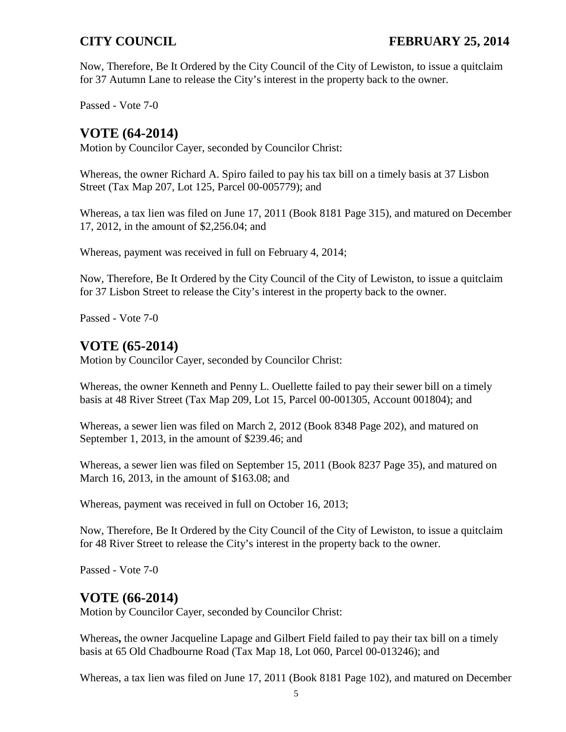Now, Therefore, Be It Ordered by the City Council of the City of Lewiston, to issue a quitclaim for 37 Autumn Lane to release the City's interest in the property back to the owner.

Passed - Vote 7-0

## VOTE (64-2014)

Motion by Councilor Cayer, seconded by Councilor Christ:

Whereas, the owner Richard A. Spiro failed to pay his tax bill on a timely basis at 37 Lisbon Street (Tax Map 207, Lot 125, Parcel 00-005779); and

Whereas, a tax lien was filed on June 17, 2011 (Book 8181 Page 315), and matured on December 17, 2012, in the amount of $2,256.04; and

Whereas, payment was received in full on February 4, 2014;

Now, Therefore, Be It Ordered by the City Council of the City of Lewiston, to issue a quitclaim for 37 Lisbon Street to release the City's interest in the property back to the owner.

Passed - Vote 7-0

## VOTE (65-2014)

Motion by Councilor Cayer, seconded by Councilor Christ:

Whereas, the owner Kenneth and Penny L. Ouellette failed to pay their sewer bill on a timely basis at 48 River Street (Tax Map 209, Lot 15, Parcel 00-001305, Account 001804); and

Whereas, a sewer lien was filed on March 2, 2012 (Book 8348 Page 202), and matured on September 1, 2013, in the amount of $239.46; and

Whereas, a sewer lien was filed on September 15, 2011 (Book 8237 Page 35), and matured on March 16, 2013, in the amount of $163.08; and

Whereas, payment was received in full on October 16, 2013;

Now, Therefore, Be It Ordered by the City Council of the City of Lewiston, to issue a quitclaim for 48 River Street to release the City's interest in the property back to the owner.

Passed - Vote 7-0

## VOTE (66-2014)

Motion by Councilor Cayer, seconded by Councilor Christ:

Whereas**,** the owner Jacqueline Lapage and Gilbert Field failed to pay their tax bill on a timely basis at 65 Old Chadbourne Road (Tax Map 18, Lot 060, Parcel 00-013246); and

Whereas, a tax lien was filed on June 17, 2011 (Book 8181 Page 102), and matured on December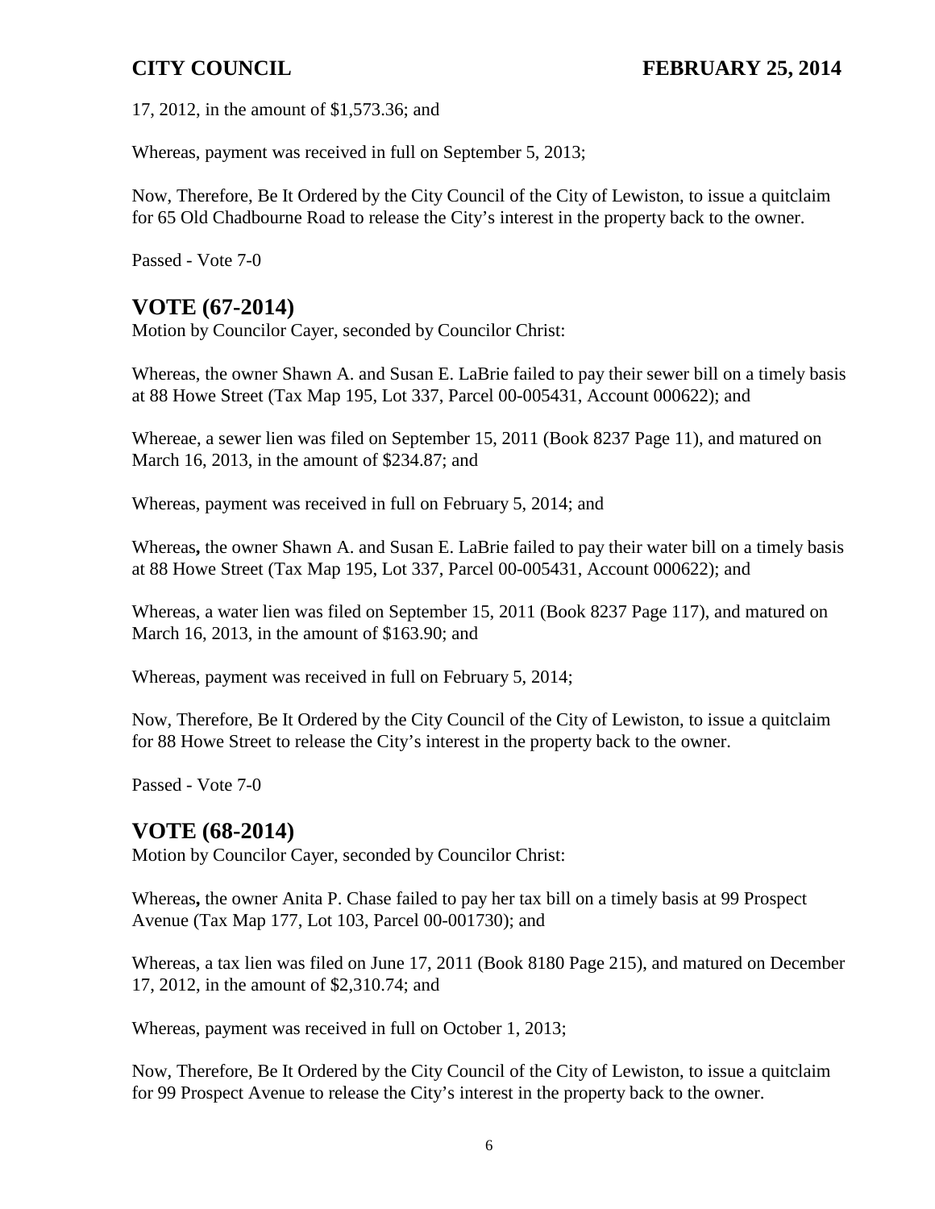17, 2012, in the amount of $1,573.36; and

Whereas, payment was received in full on September 5, 2013;

Now, Therefore, Be It Ordered by the City Council of the City of Lewiston, to issue a quitclaim for 65 Old Chadbourne Road to release the City's interest in the property back to the owner.

Passed - Vote 7-0

## VOTE (67-2014)

Motion by Councilor Cayer, seconded by Councilor Christ:

Whereas, the owner Shawn A. and Susan E. LaBrie failed to pay their sewer bill on a timely basis at 88 Howe Street (Tax Map 195, Lot 337, Parcel 00-005431, Account 000622); and

Whereae, a sewer lien was filed on September 15, 2011 (Book 8237 Page 11), and matured on March 16, 2013, in the amount of $234.87; and

Whereas, payment was received in full on February 5, 2014; and

Whereas**,** the owner Shawn A. and Susan E. LaBrie failed to pay their water bill on a timely basis at 88 Howe Street (Tax Map 195, Lot 337, Parcel 00-005431, Account 000622); and

Whereas, a water lien was filed on September 15, 2011 (Book 8237 Page 117), and matured on March 16, 2013, in the amount of $163.90; and

Whereas, payment was received in full on February 5, 2014;

Now, Therefore, Be It Ordered by the City Council of the City of Lewiston, to issue a quitclaim for 88 Howe Street to release the City's interest in the property back to the owner.

Passed - Vote 7-0

## VOTE (68-2014)

Motion by Councilor Cayer, seconded by Councilor Christ:

Whereas**,** the owner Anita P. Chase failed to pay her tax bill on a timely basis at 99 Prospect Avenue (Tax Map 177, Lot 103, Parcel 00-001730); and

Whereas, a tax lien was filed on June 17, 2011 (Book 8180 Page 215), and matured on December 17, 2012, in the amount of $2,310.74; and

Whereas, payment was received in full on October 1, 2013;

Now, Therefore, Be It Ordered by the City Council of the City of Lewiston, to issue a quitclaim for 99 Prospect Avenue to release the City's interest in the property back to the owner.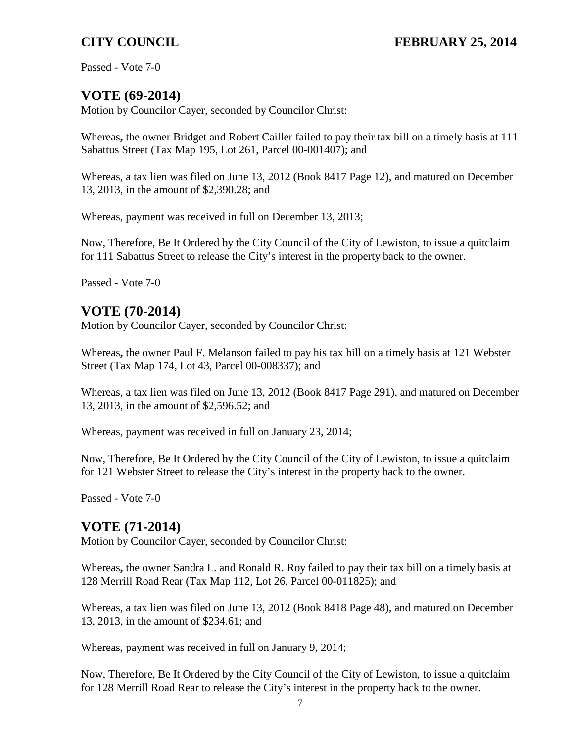Passed - Vote 7-0

## VOTE (69-2014)

Motion by Councilor Cayer, seconded by Councilor Christ:

Whereas**,** the owner Bridget and Robert Cailler failed to pay their tax bill on a timely basis at 111 Sabattus Street (Tax Map 195, Lot 261, Parcel 00-001407); and

Whereas, a tax lien was filed on June 13, 2012 (Book 8417 Page 12), and matured on December 13, 2013, in the amount of $2,390.28; and

Whereas, payment was received in full on December 13, 2013;

Now, Therefore, Be It Ordered by the City Council of the City of Lewiston, to issue a quitclaim for 111 Sabattus Street to release the City's interest in the property back to the owner.

Passed - Vote 7-0

## VOTE (70-2014)

Motion by Councilor Cayer, seconded by Councilor Christ:

Whereas**,** the owner Paul F. Melanson failed to pay his tax bill on a timely basis at 121 Webster Street (Tax Map 174, Lot 43, Parcel 00-008337); and

Whereas, a tax lien was filed on June 13, 2012 (Book 8417 Page 291), and matured on December 13, 2013, in the amount of $2,596.52; and

Whereas, payment was received in full on January 23, 2014;

Now, Therefore, Be It Ordered by the City Council of the City of Lewiston, to issue a quitclaim for 121 Webster Street to release the City's interest in the property back to the owner.

Passed - Vote 7-0

## VOTE (71-2014)

Motion by Councilor Cayer, seconded by Councilor Christ:

Whereas**,** the owner Sandra L. and Ronald R. Roy failed to pay their tax bill on a timely basis at 128 Merrill Road Rear (Tax Map 112, Lot 26, Parcel 00-011825); and

Whereas, a tax lien was filed on June 13, 2012 (Book 8418 Page 48), and matured on December 13, 2013, in the amount of $234.61; and

Whereas, payment was received in full on January 9, 2014;

Now, Therefore, Be It Ordered by the City Council of the City of Lewiston, to issue a quitclaim for 128 Merrill Road Rear to release the City's interest in the property back to the owner.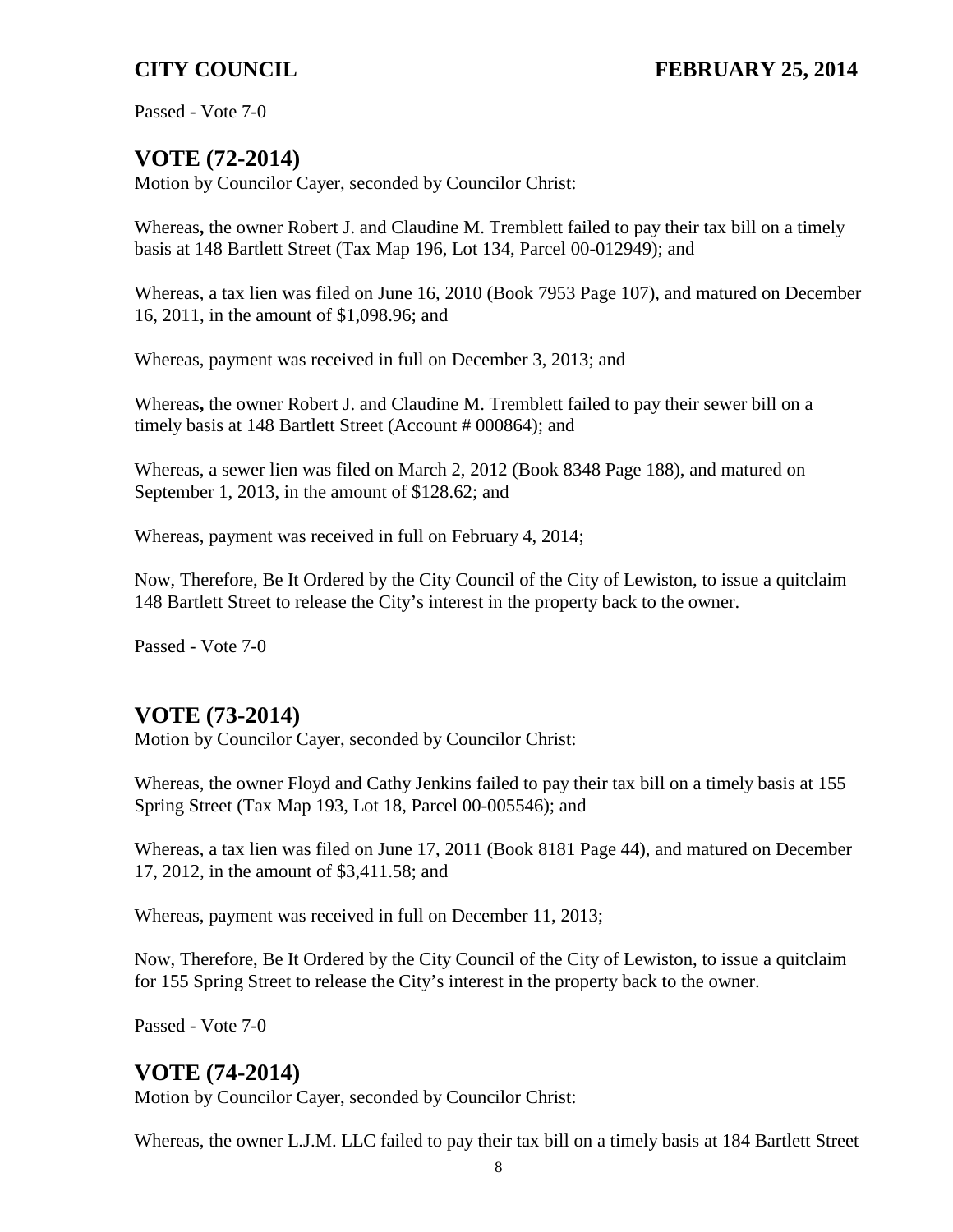Passed - Vote 7-0

## VOTE (72-2014)

Motion by Councilor Cayer, seconded by Councilor Christ:

Whereas**,** the owner Robert J. and Claudine M. Tremblett failed to pay their tax bill on a timely basis at 148 Bartlett Street (Tax Map 196, Lot 134, Parcel 00-012949); and

Whereas, a tax lien was filed on June 16, 2010 (Book 7953 Page 107), and matured on December 16, 2011, in the amount of $1,098.96; and

Whereas, payment was received in full on December 3, 2013; and

Whereas**,** the owner Robert J. and Claudine M. Tremblett failed to pay their sewer bill on a timely basis at 148 Bartlett Street (Account # 000864); and

Whereas, a sewer lien was filed on March 2, 2012 (Book 8348 Page 188), and matured on September 1, 2013, in the amount of $128.62; and

Whereas, payment was received in full on February 4, 2014;

Now, Therefore, Be It Ordered by the City Council of the City of Lewiston, to issue a quitclaim 148 Bartlett Street to release the City's interest in the property back to the owner.

Passed - Vote 7-0

## VOTE (73-2014)

Motion by Councilor Cayer, seconded by Councilor Christ:

Whereas, the owner Floyd and Cathy Jenkins failed to pay their tax bill on a timely basis at 155 Spring Street (Tax Map 193, Lot 18, Parcel 00-005546); and

Whereas, a tax lien was filed on June 17, 2011 (Book 8181 Page 44), and matured on December 17, 2012, in the amount of $3,411.58; and

Whereas, payment was received in full on December 11, 2013;

Now, Therefore, Be It Ordered by the City Council of the City of Lewiston, to issue a quitclaim for 155 Spring Street to release the City's interest in the property back to the owner.

Passed - Vote 7-0

## VOTE (74-2014)

Motion by Councilor Cayer, seconded by Councilor Christ:

Whereas, the owner L.J.M. LLC failed to pay their tax bill on a timely basis at 184 Bartlett Street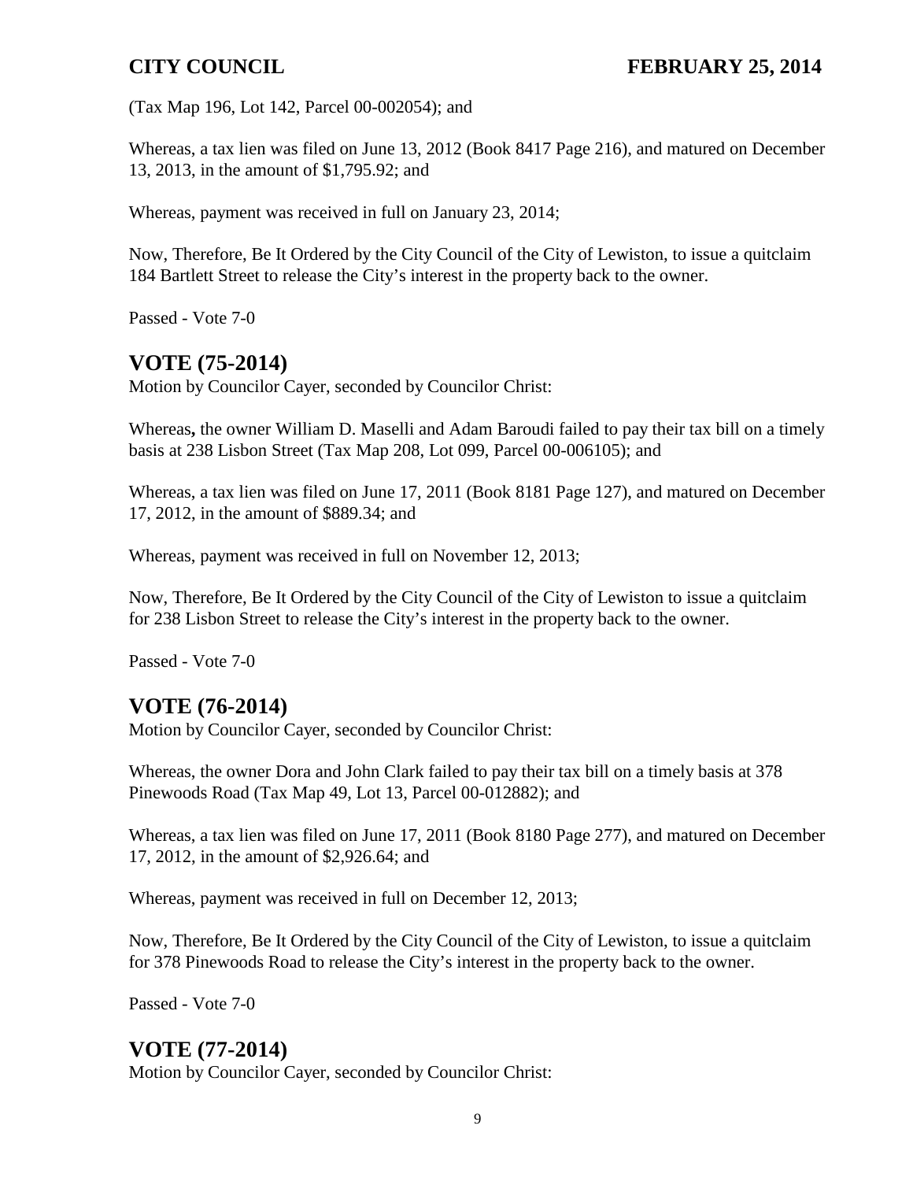(Tax Map 196, Lot 142, Parcel 00-002054); and

Whereas, a tax lien was filed on June 13, 2012 (Book 8417 Page 216), and matured on December 13, 2013, in the amount of $1,795.92; and

Whereas, payment was received in full on January 23, 2014;

Now, Therefore, Be It Ordered by the City Council of the City of Lewiston, to issue a quitclaim 184 Bartlett Street to release the City's interest in the property back to the owner.

Passed - Vote 7-0

## VOTE (75-2014)

Motion by Councilor Cayer, seconded by Councilor Christ:

Whereas**,** the owner William D. Maselli and Adam Baroudi failed to pay their tax bill on a timely basis at 238 Lisbon Street (Tax Map 208, Lot 099, Parcel 00-006105); and

Whereas, a tax lien was filed on June 17, 2011 (Book 8181 Page 127), and matured on December 17, 2012, in the amount of $889.34; and

Whereas, payment was received in full on November 12, 2013;

Now, Therefore, Be It Ordered by the City Council of the City of Lewiston to issue a quitclaim for 238 Lisbon Street to release the City's interest in the property back to the owner.

Passed - Vote 7-0

## VOTE (76-2014)

Motion by Councilor Cayer, seconded by Councilor Christ:

Whereas, the owner Dora and John Clark failed to pay their tax bill on a timely basis at 378 Pinewoods Road (Tax Map 49, Lot 13, Parcel 00-012882); and

Whereas, a tax lien was filed on June 17, 2011 (Book 8180 Page 277), and matured on December 17, 2012, in the amount of $2,926.64; and

Whereas, payment was received in full on December 12, 2013;

Now, Therefore, Be It Ordered by the City Council of the City of Lewiston, to issue a quitclaim for 378 Pinewoods Road to release the City's interest in the property back to the owner.

Passed - Vote 7-0

## VOTE (77-2014)

Motion by Councilor Cayer, seconded by Councilor Christ: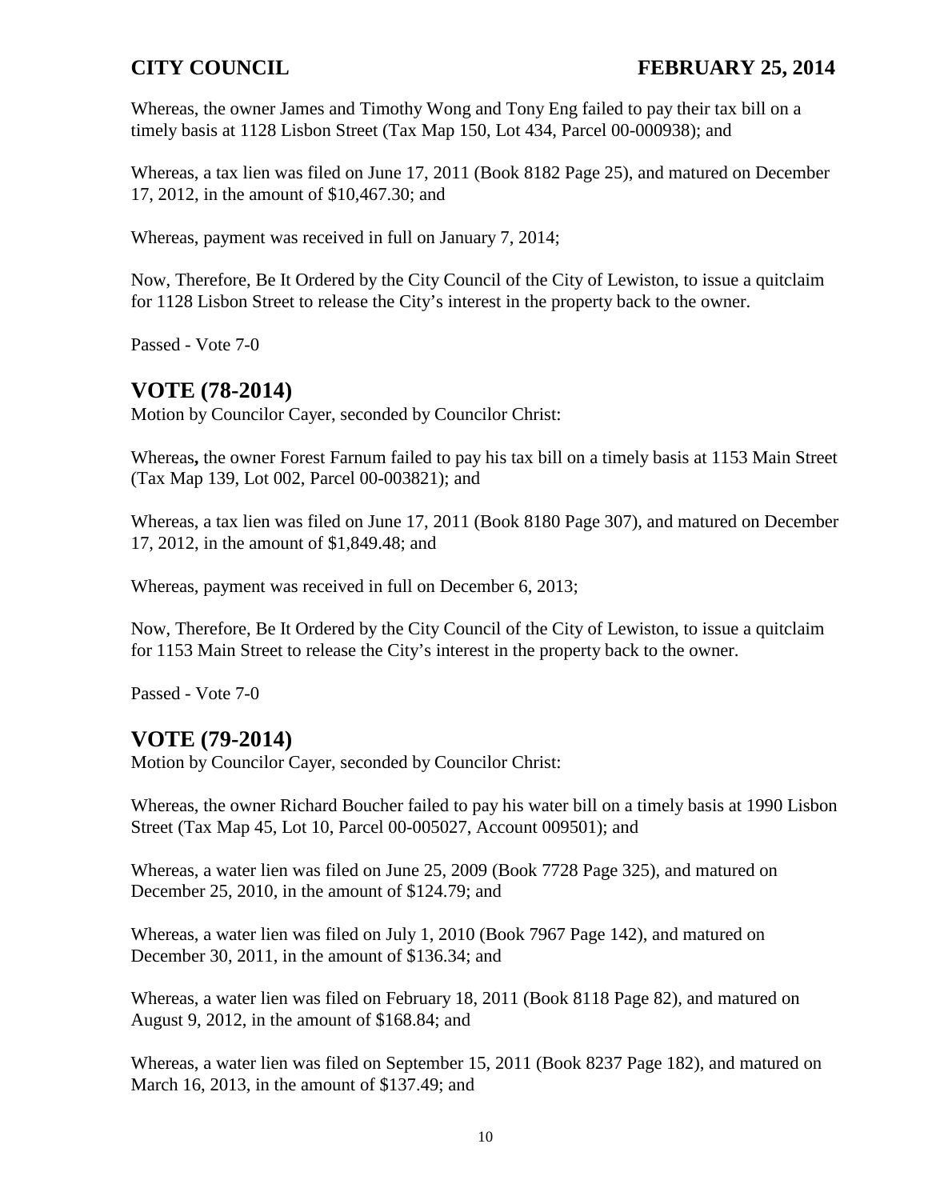Whereas, the owner James and Timothy Wong and Tony Eng failed to pay their tax bill on a timely basis at 1128 Lisbon Street (Tax Map 150, Lot 434, Parcel 00-000938); and

Whereas, a tax lien was filed on June 17, 2011 (Book 8182 Page 25), and matured on December 17, 2012, in the amount of $10,467.30; and

Whereas, payment was received in full on January 7, 2014;

Now, Therefore, Be It Ordered by the City Council of the City of Lewiston, to issue a quitclaim for 1128 Lisbon Street to release the City's interest in the property back to the owner.

Passed - Vote 7-0

## VOTE (78-2014)

Motion by Councilor Cayer, seconded by Councilor Christ:

Whereas**,** the owner Forest Farnum failed to pay his tax bill on a timely basis at 1153 Main Street (Tax Map 139, Lot 002, Parcel 00-003821); and

Whereas, a tax lien was filed on June 17, 2011 (Book 8180 Page 307), and matured on December 17, 2012, in the amount of $1,849.48; and

Whereas, payment was received in full on December 6, 2013;

Now, Therefore, Be It Ordered by the City Council of the City of Lewiston, to issue a quitclaim for 1153 Main Street to release the City's interest in the property back to the owner.

Passed - Vote 7-0

## VOTE (79-2014)

Motion by Councilor Cayer, seconded by Councilor Christ:

Whereas, the owner Richard Boucher failed to pay his water bill on a timely basis at 1990 Lisbon Street (Tax Map 45, Lot 10, Parcel 00-005027, Account 009501); and

Whereas, a water lien was filed on June 25, 2009 (Book 7728 Page 325), and matured on December 25, 2010, in the amount of $124.79; and

Whereas, a water lien was filed on July 1, 2010 (Book 7967 Page 142), and matured on December 30, 2011, in the amount of $136.34; and

Whereas, a water lien was filed on February 18, 2011 (Book 8118 Page 82), and matured on August 9, 2012, in the amount of $168.84; and

Whereas, a water lien was filed on September 15, 2011 (Book 8237 Page 182), and matured on March 16, 2013, in the amount of $137.49; and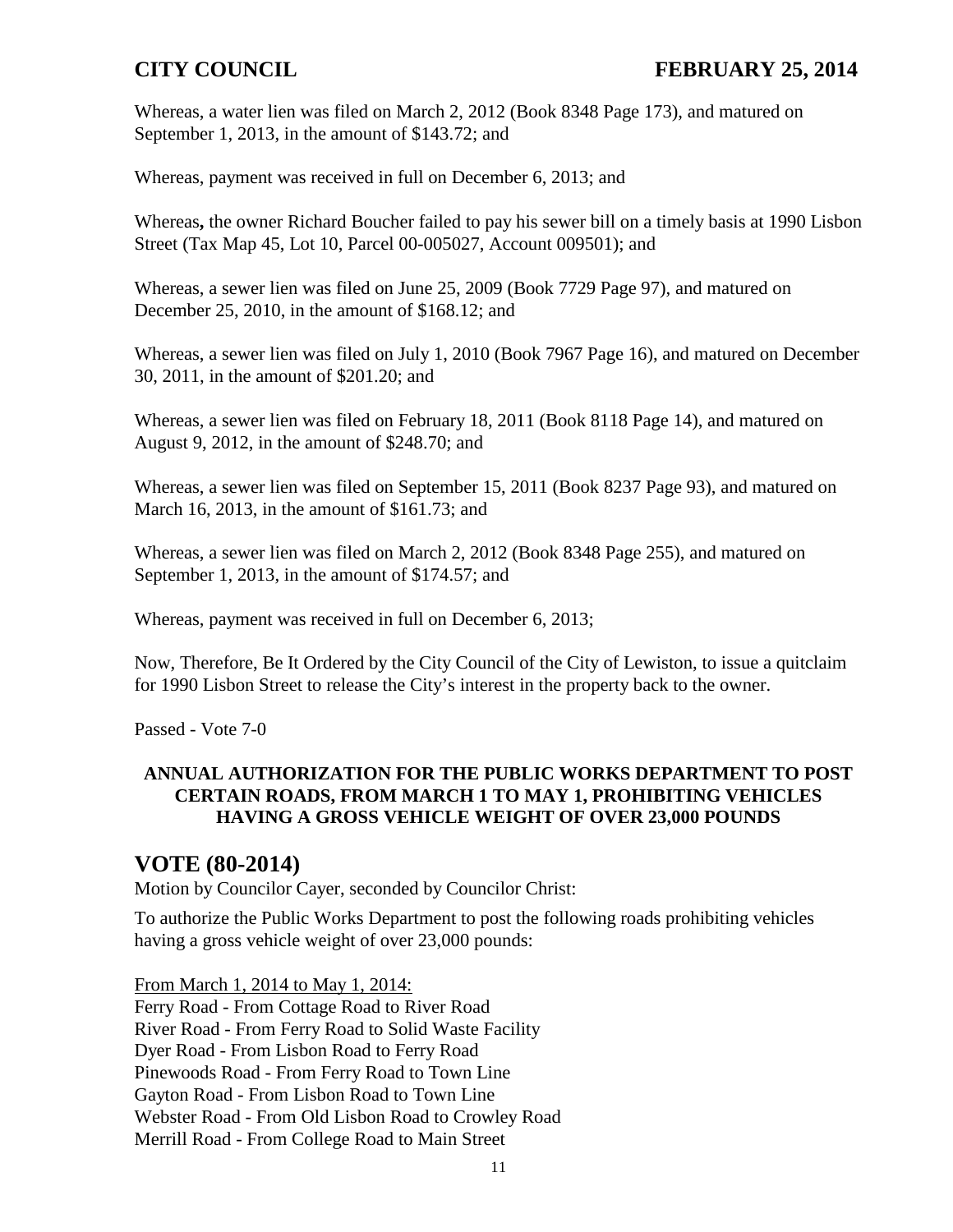Whereas, a water lien was filed on March 2, 2012 (Book 8348 Page 173), and matured on September 1, 2013, in the amount of $143.72; and

Whereas, payment was received in full on December 6, 2013; and

Whereas**,** the owner Richard Boucher failed to pay his sewer bill on a timely basis at 1990 Lisbon Street (Tax Map 45, Lot 10, Parcel 00-005027, Account 009501); and

Whereas, a sewer lien was filed on June 25, 2009 (Book 7729 Page 97), and matured on December 25, 2010, in the amount of $168.12; and

Whereas, a sewer lien was filed on July 1, 2010 (Book 7967 Page 16), and matured on December 30, 2011, in the amount of $201.20; and

Whereas, a sewer lien was filed on February 18, 2011 (Book 8118 Page 14), and matured on August 9, 2012, in the amount of $248.70; and

Whereas, a sewer lien was filed on September 15, 2011 (Book 8237 Page 93), and matured on March 16, 2013, in the amount of $161.73; and

Whereas, a sewer lien was filed on March 2, 2012 (Book 8348 Page 255), and matured on September 1, 2013, in the amount of $174.57; and

Whereas, payment was received in full on December 6, 2013;

Now, Therefore, Be It Ordered by the City Council of the City of Lewiston, to issue a quitclaim for 1990 Lisbon Street to release the City's interest in the property back to the owner.

Passed - Vote 7-0

**ANNUAL AUTHORIZATION FOR THE PUBLIC WORKS DEPARTMENT TO POST CERTAIN ROADS, FROM MARCH 1 TO MAY 1, PROHIBITING VEHICLES HAVING A GROSS VEHICLE WEIGHT OF OVER 23,000 POUNDS**

## VOTE (80-2014)

Motion by Councilor Cayer, seconded by Councilor Christ:

To authorize the Public Works Department to post the following roads prohibiting vehicles having a gross vehicle weight of over 23,000 pounds:

From March 1, 2014 to May 1, 2014:
Ferry Road - From Cottage Road to River Road
River Road - From Ferry Road to Solid Waste Facility
Dyer Road - From Lisbon Road to Ferry Road
Pinewoods Road - From Ferry Road to Town Line
Gayton Road - From Lisbon Road to Town Line
Webster Road - From Old Lisbon Road to Crowley Road
Merrill Road - From College Road to Main Street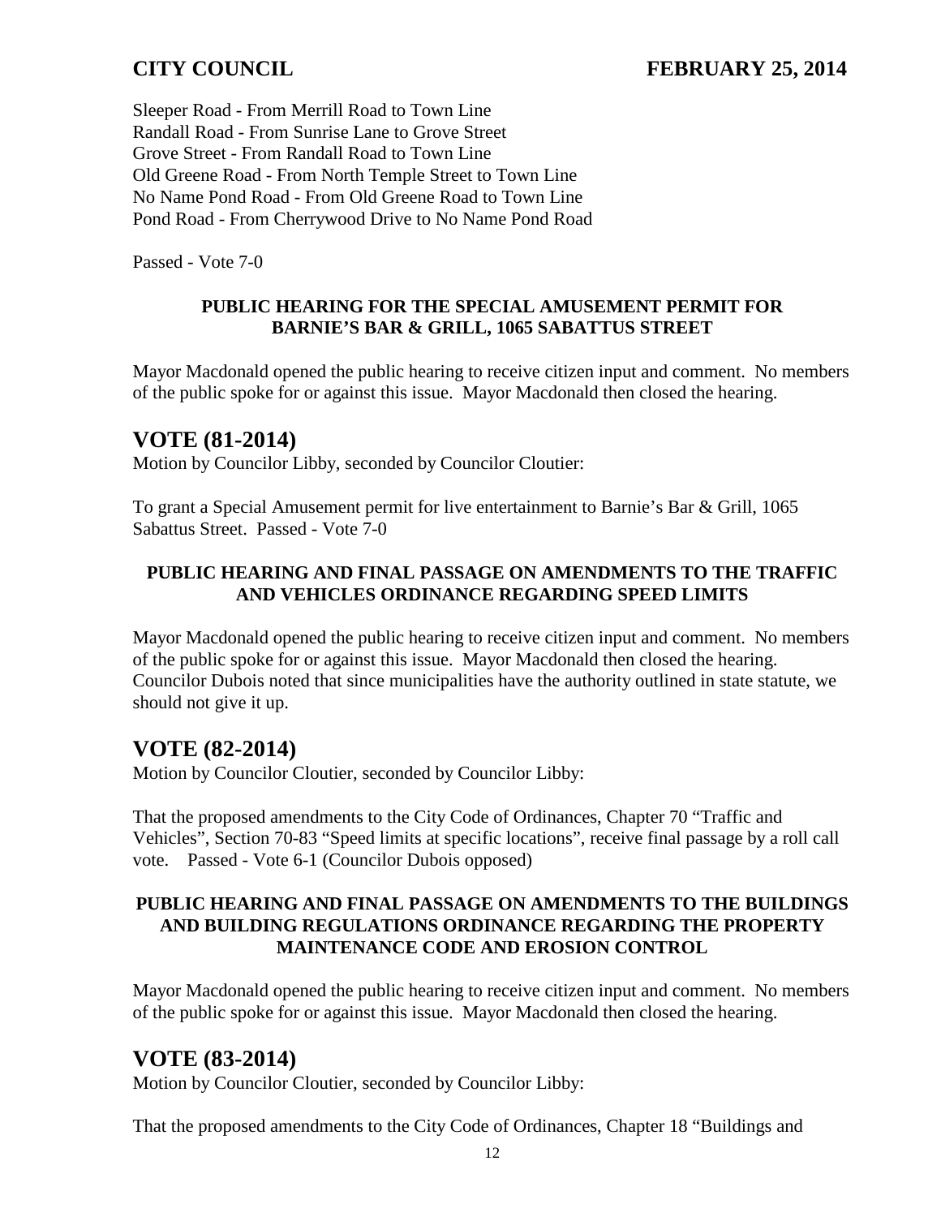Sleeper Road - From Merrill Road to Town Line
Randall Road - From Sunrise Lane to Grove Street
Grove Street - From Randall Road to Town Line
Old Greene Road - From North Temple Street to Town Line
No Name Pond Road - From Old Greene Road to Town Line
Pond Road - From Cherrywood Drive to No Name Pond Road

Passed - Vote 7-0

**PUBLIC HEARING FOR THE SPECIAL AMUSEMENT PERMIT FOR BARNIE'S BAR & GRILL, 1065 SABATTUS STREET**

Mayor Macdonald opened the public hearing to receive citizen input and comment. No members of the public spoke for or against this issue. Mayor Macdonald then closed the hearing.

## VOTE (81-2014)

Motion by Councilor Libby, seconded by Councilor Cloutier:

To grant a Special Amusement permit for live entertainment to Barnie's Bar & Grill, 1065 Sabattus Street. Passed - Vote 7-0

**PUBLIC HEARING AND FINAL PASSAGE ON AMENDMENTS TO THE TRAFFIC AND VEHICLES ORDINANCE REGARDING SPEED LIMITS**

Mayor Macdonald opened the public hearing to receive citizen input and comment. No members of the public spoke for or against this issue. Mayor Macdonald then closed the hearing. Councilor Dubois noted that since municipalities have the authority outlined in state statute, we should not give it up.

## VOTE (82-2014)

Motion by Councilor Cloutier, seconded by Councilor Libby:

That the proposed amendments to the City Code of Ordinances, Chapter 70 "Traffic and Vehicles", Section 70-83 "Speed limits at specific locations", receive final passage by a roll call vote. Passed - Vote 6-1 (Councilor Dubois opposed)

**PUBLIC HEARING AND FINAL PASSAGE ON AMENDMENTS TO THE BUILDINGS AND BUILDING REGULATIONS ORDINANCE REGARDING THE PROPERTY MAINTENANCE CODE AND EROSION CONTROL**

Mayor Macdonald opened the public hearing to receive citizen input and comment. No members of the public spoke for or against this issue. Mayor Macdonald then closed the hearing.

## VOTE (83-2014)

Motion by Councilor Cloutier, seconded by Councilor Libby:

That the proposed amendments to the City Code of Ordinances, Chapter 18 "Buildings and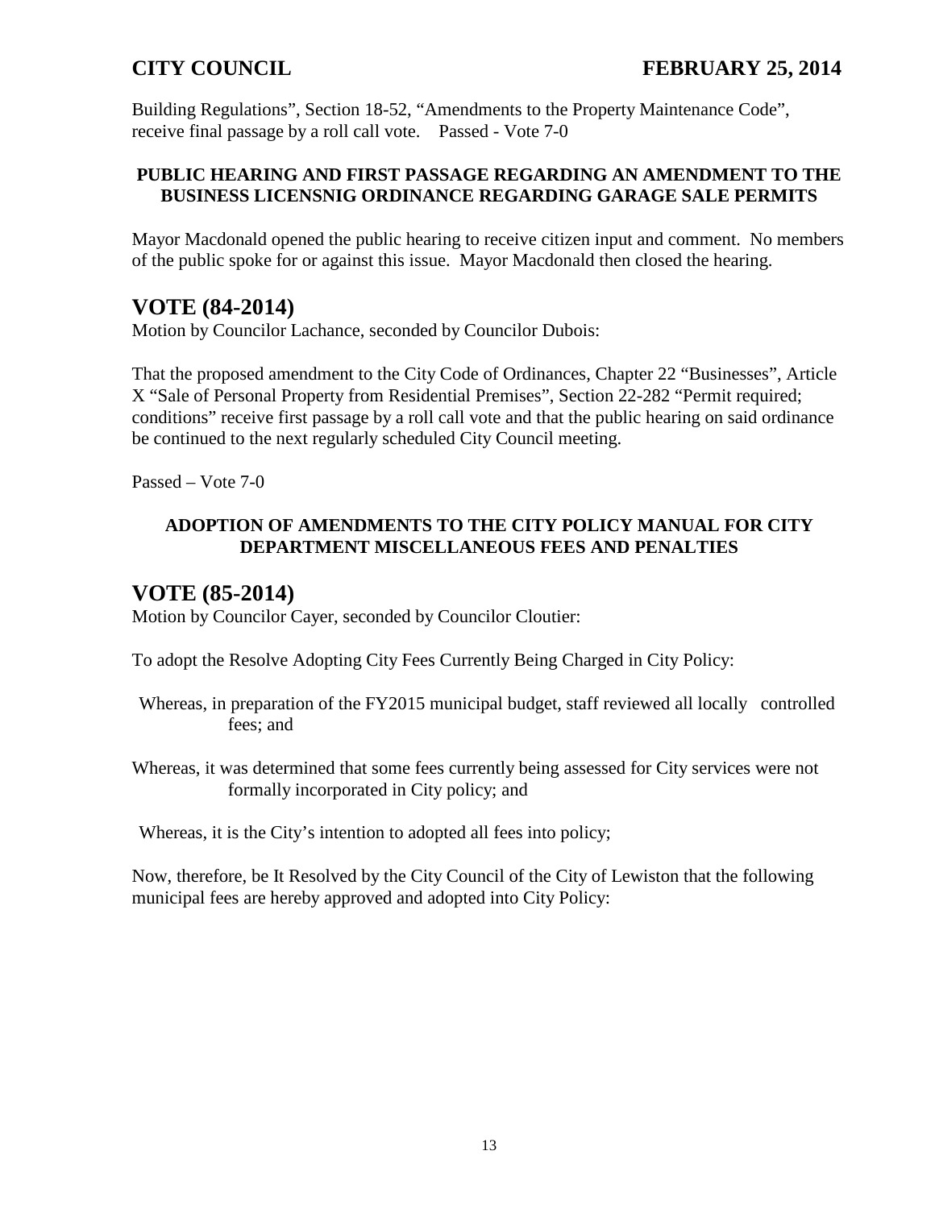Building Regulations", Section 18-52, "Amendments to the Property Maintenance Code", receive final passage by a roll call vote.    Passed - Vote 7-0

**PUBLIC HEARING AND FIRST PASSAGE REGARDING AN AMENDMENT TO THE BUSINESS LICENSNIG ORDINANCE REGARDING GARAGE SALE PERMITS**

Mayor Macdonald opened the public hearing to receive citizen input and comment. No members of the public spoke for or against this issue. Mayor Macdonald then closed the hearing.

## VOTE (84-2014)

Motion by Councilor Lachance, seconded by Councilor Dubois:

That the proposed amendment to the City Code of Ordinances, Chapter 22 "Businesses", Article X "Sale of Personal Property from Residential Premises", Section 22-282 "Permit required; conditions" receive first passage by a roll call vote and that the public hearing on said ordinance be continued to the next regularly scheduled City Council meeting.

Passed – Vote 7-0

**ADOPTION OF AMENDMENTS TO THE CITY POLICY MANUAL FOR CITY DEPARTMENT MISCELLANEOUS FEES AND PENALTIES**

## VOTE (85-2014)

Motion by Councilor Cayer, seconded by Councilor Cloutier:

To adopt the Resolve Adopting City Fees Currently Being Charged in City Policy:

Whereas, in preparation of the FY2015 municipal budget, staff reviewed all locally controlled fees; and

Whereas, it was determined that some fees currently being assessed for City services were not formally incorporated in City policy; and

Whereas, it is the City's intention to adopted all fees into policy;

Now, therefore, be It Resolved by the City Council of the City of Lewiston that the following municipal fees are hereby approved and adopted into City Policy: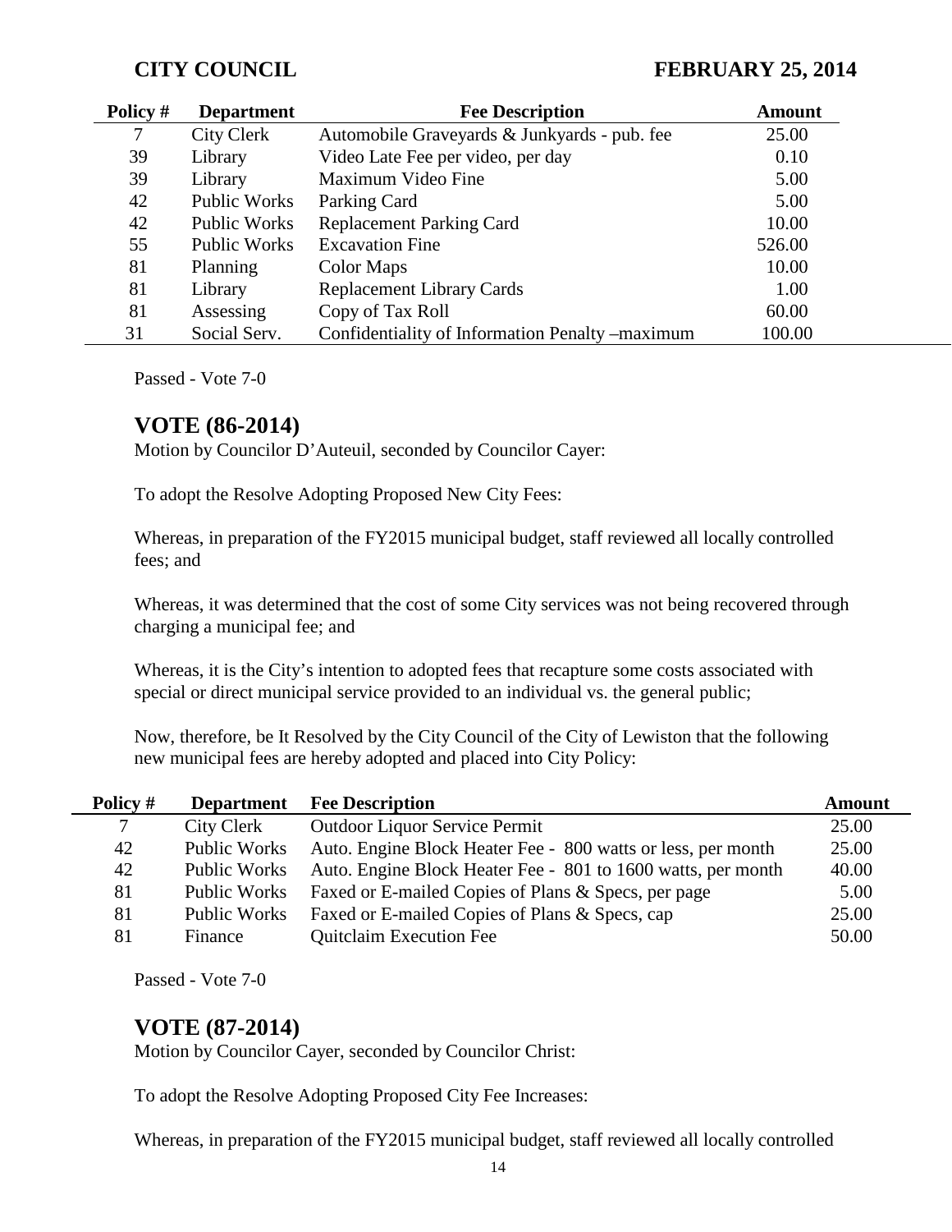| Policy # | Department | Fee Description | Amount |
|---|---|---|---|
| 7 | City Clerk | Automobile Graveyards & Junkyards - pub. fee | 25.00 |
| 39 | Library | Video Late Fee per video, per day | 0.10 |
| 39 | Library | Maximum Video Fine | 5.00 |
| 42 | Public Works | Parking Card | 5.00 |
| 42 | Public Works | Replacement Parking Card | 10.00 |
| 55 | Public Works | Excavation Fine | 526.00 |
| 81 | Planning | Color Maps | 10.00 |
| 81 | Library | Replacement Library Cards | 1.00 |
| 81 | Assessing | Copy of Tax Roll | 60.00 |
| 31 | Social Serv. | Confidentiality of Information Penalty –maximum | 100.00 |

Passed - Vote 7-0

## VOTE (86-2014)

Motion by Councilor D'Auteuil, seconded by Councilor Cayer:

To adopt the Resolve Adopting Proposed New City Fees:

Whereas, in preparation of the FY2015 municipal budget, staff reviewed all locally controlled fees; and

Whereas, it was determined that the cost of some City services was not being recovered through charging a municipal fee; and

Whereas, it is the City's intention to adopted fees that recapture some costs associated with special or direct municipal service provided to an individual vs. the general public;

Now, therefore, be It Resolved by the City Council of the City of Lewiston that the following new municipal fees are hereby adopted and placed into City Policy:

| Policy # | Department | Fee Description | Amount |
|---|---|---|---|
| 7 | City Clerk | Outdoor Liquor Service Permit | 25.00 |
| 42 | Public Works | Auto. Engine Block Heater Fee - 800 watts or less, per month | 25.00 |
| 42 | Public Works | Auto. Engine Block Heater Fee - 801 to 1600 watts, per month | 40.00 |
| 81 | Public Works | Faxed or E-mailed Copies of Plans & Specs, per page | 5.00 |
| 81 | Public Works | Faxed or E-mailed Copies of Plans & Specs, cap | 25.00 |
| 81 | Finance | Quitclaim Execution Fee | 50.00 |

Passed - Vote 7-0

## VOTE (87-2014)

Motion by Councilor Cayer, seconded by Councilor Christ:

To adopt the Resolve Adopting Proposed City Fee Increases:

Whereas, in preparation of the FY2015 municipal budget, staff reviewed all locally controlled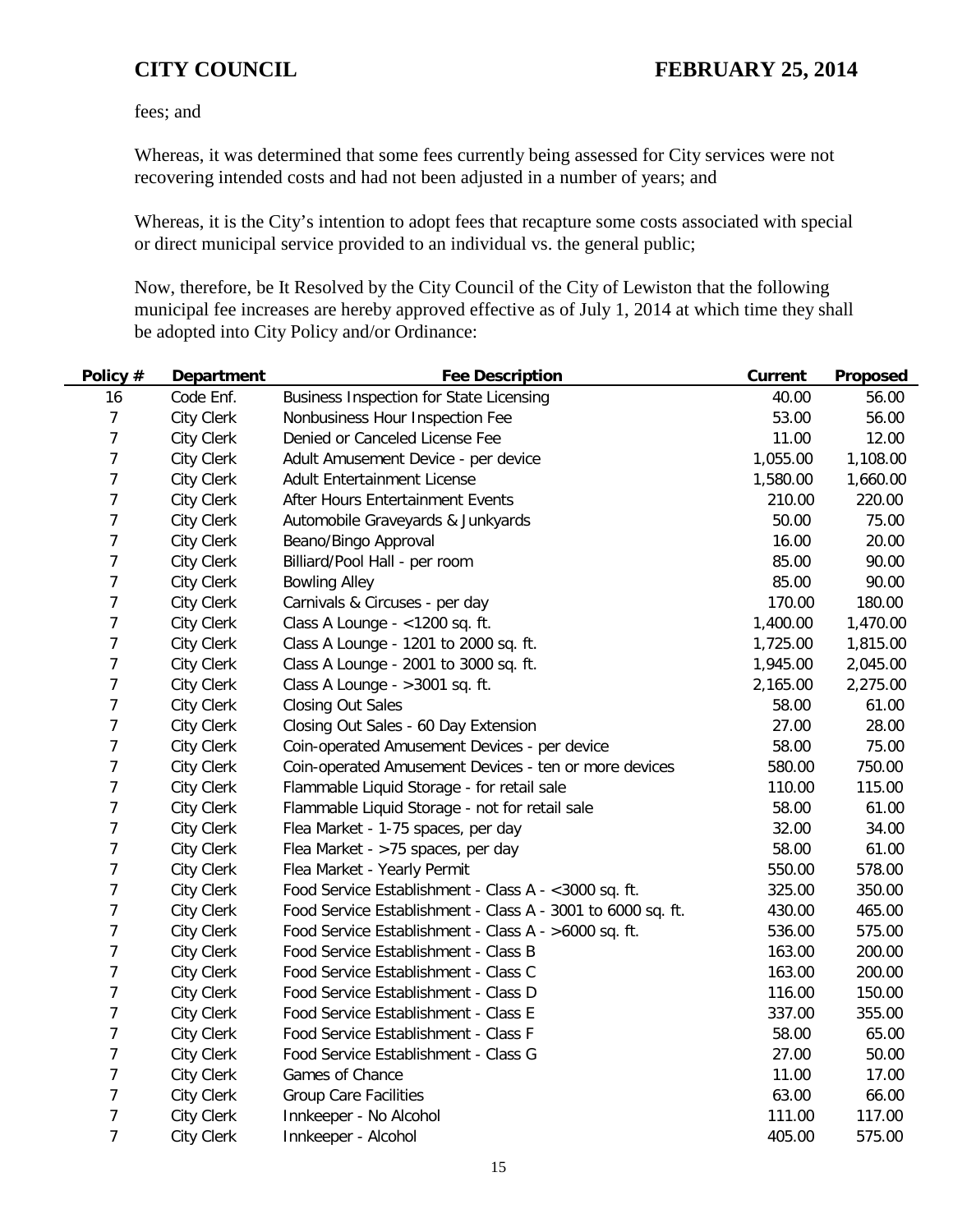fees; and

Whereas, it was determined that some fees currently being assessed for City services were not recovering intended costs and had not been adjusted in a number of years; and

Whereas, it is the City's intention to adopt fees that recapture some costs associated with special or direct municipal service provided to an individual vs. the general public;

Now, therefore, be It Resolved by the City Council of the City of Lewiston that the following municipal fee increases are hereby approved effective as of July 1, 2014 at which time they shall be adopted into City Policy and/or Ordinance:

| Policy # | Department | Fee Description | Current | Proposed |
|---|---|---|---|---|
| 16 | Code Enf. | Business Inspection for State Licensing | 40.00 | 56.00 |
| 7 | City Clerk | Nonbusiness Hour Inspection Fee | 53.00 | 56.00 |
| 7 | City Clerk | Denied or Canceled License Fee | 11.00 | 12.00 |
| 7 | City Clerk | Adult Amusement Device - per device | 1,055.00 | 1,108.00 |
| 7 | City Clerk | Adult Entertainment License | 1,580.00 | 1,660.00 |
| 7 | City Clerk | After Hours Entertainment Events | 210.00 | 220.00 |
| 7 | City Clerk | Automobile Graveyards & Junkyards | 50.00 | 75.00 |
| 7 | City Clerk | Beano/Bingo Approval | 16.00 | 20.00 |
| 7 | City Clerk | Billiard/Pool Hall - per room | 85.00 | 90.00 |
| 7 | City Clerk | Bowling Alley | 85.00 | 90.00 |
| 7 | City Clerk | Carnivals & Circuses - per day | 170.00 | 180.00 |
| 7 | City Clerk | Class A Lounge - <1200 sq. ft. | 1,400.00 | 1,470.00 |
| 7 | City Clerk | Class A Lounge - 1201 to 2000 sq. ft. | 1,725.00 | 1,815.00 |
| 7 | City Clerk | Class A Lounge - 2001 to 3000 sq. ft. | 1,945.00 | 2,045.00 |
| 7 | City Clerk | Class A Lounge - >3001 sq. ft. | 2,165.00 | 2,275.00 |
| 7 | City Clerk | Closing Out Sales | 58.00 | 61.00 |
| 7 | City Clerk | Closing Out Sales - 60 Day Extension | 27.00 | 28.00 |
| 7 | City Clerk | Coin-operated Amusement Devices - per device | 58.00 | 75.00 |
| 7 | City Clerk | Coin-operated Amusement Devices - ten or more devices | 580.00 | 750.00 |
| 7 | City Clerk | Flammable Liquid Storage - for retail sale | 110.00 | 115.00 |
| 7 | City Clerk | Flammable Liquid Storage - not for retail sale | 58.00 | 61.00 |
| 7 | City Clerk | Flea Market - 1-75 spaces, per day | 32.00 | 34.00 |
| 7 | City Clerk | Flea Market - >75 spaces, per day | 58.00 | 61.00 |
| 7 | City Clerk | Flea Market - Yearly Permit | 550.00 | 578.00 |
| 7 | City Clerk | Food Service Establishment - Class A - <3000 sq. ft. | 325.00 | 350.00 |
| 7 | City Clerk | Food Service Establishment - Class A - 3001 to 6000 sq. ft. | 430.00 | 465.00 |
| 7 | City Clerk | Food Service Establishment - Class A - >6000 sq. ft. | 536.00 | 575.00 |
| 7 | City Clerk | Food Service Establishment - Class B | 163.00 | 200.00 |
| 7 | City Clerk | Food Service Establishment - Class C | 163.00 | 200.00 |
| 7 | City Clerk | Food Service Establishment - Class D | 116.00 | 150.00 |
| 7 | City Clerk | Food Service Establishment - Class E | 337.00 | 355.00 |
| 7 | City Clerk | Food Service Establishment - Class F | 58.00 | 65.00 |
| 7 | City Clerk | Food Service Establishment - Class G | 27.00 | 50.00 |
| 7 | City Clerk | Games of Chance | 11.00 | 17.00 |
| 7 | City Clerk | Group Care Facilities | 63.00 | 66.00 |
| 7 | City Clerk | Innkeeper - No Alcohol | 111.00 | 117.00 |
| 7 | City Clerk | Innkeeper - Alcohol | 405.00 | 575.00 |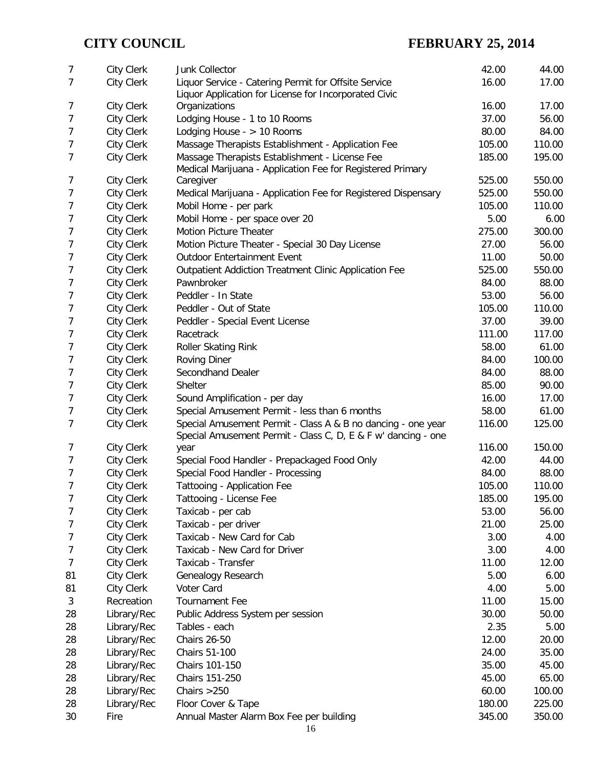**CITY COUNCIL** **FEBRUARY 25, 2014**

| | | | | |
|---|---|---|---|---|
| 7 | City Clerk | Junk Collector | 42.00 | 44.00 |
| 7 | City Clerk | Liquor Service - Catering Permit for Offsite Service | 16.00 | 17.00 |
| 7 | City Clerk | Liquor Application for License for Incorporated Civic Organizations | 16.00 | 17.00 |
| 7 | City Clerk | Lodging House - 1 to 10 Rooms | 37.00 | 56.00 |
| 7 | City Clerk | Lodging House - > 10 Rooms | 80.00 | 84.00 |
| 7 | City Clerk | Massage Therapists Establishment - Application Fee | 105.00 | 110.00 |
| 7 | City Clerk | Massage Therapists Establishment - License Fee | 185.00 | 195.00 |
| 7 | City Clerk | Medical Marijuana - Application Fee for Registered Primary Caregiver | 525.00 | 550.00 |
| 7 | City Clerk | Medical Marijuana - Application Fee for Registered Dispensary | 525.00 | 550.00 |
| 7 | City Clerk | Mobil Home - per park | 105.00 | 110.00 |
| 7 | City Clerk | Mobil Home - per space over 20 | 5.00 | 6.00 |
| 7 | City Clerk | Motion Picture Theater | 275.00 | 300.00 |
| 7 | City Clerk | Motion Picture Theater - Special 30 Day License | 27.00 | 56.00 |
| 7 | City Clerk | Outdoor Entertainment Event | 11.00 | 50.00 |
| 7 | City Clerk | Outpatient Addiction Treatment Clinic Application Fee | 525.00 | 550.00 |
| 7 | City Clerk | Pawnbroker | 84.00 | 88.00 |
| 7 | City Clerk | Peddler - In State | 53.00 | 56.00 |
| 7 | City Clerk | Peddler - Out of State | 105.00 | 110.00 |
| 7 | City Clerk | Peddler - Special Event License | 37.00 | 39.00 |
| 7 | City Clerk | Racetrack | 111.00 | 117.00 |
| 7 | City Clerk | Roller Skating Rink | 58.00 | 61.00 |
| 7 | City Clerk | Roving Diner | 84.00 | 100.00 |
| 7 | City Clerk | Secondhand Dealer | 84.00 | 88.00 |
| 7 | City Clerk | Shelter | 85.00 | 90.00 |
| 7 | City Clerk | Sound Amplification - per day | 16.00 | 17.00 |
| 7 | City Clerk | Special Amusement Permit - less than 6 months | 58.00 | 61.00 |
| 7 | City Clerk | Special Amusement Permit - Class A & B no dancing - one year | 116.00 | 125.00 |
| 7 | City Clerk | Special Amusement Permit - Class C, D, E & F w' dancing - one year | 116.00 | 150.00 |
| 7 | City Clerk | Special Food Handler - Prepackaged Food Only | 42.00 | 44.00 |
| 7 | City Clerk | Special Food Handler - Processing | 84.00 | 88.00 |
| 7 | City Clerk | Tattooing - Application Fee | 105.00 | 110.00 |
| 7 | City Clerk | Tattooing - License Fee | 185.00 | 195.00 |
| 7 | City Clerk | Taxicab - per cab | 53.00 | 56.00 |
| 7 | City Clerk | Taxicab - per driver | 21.00 | 25.00 |
| 7 | City Clerk | Taxicab - New Card for Cab | 3.00 | 4.00 |
| 7 | City Clerk | Taxicab - New Card for Driver | 3.00 | 4.00 |
| 7 | City Clerk | Taxicab - Transfer | 11.00 | 12.00 |
| 81 | City Clerk | Genealogy Research | 5.00 | 6.00 |
| 81 | City Clerk | Voter Card | 4.00 | 5.00 |
| 3 | Recreation | Tournament Fee | 11.00 | 15.00 |
| 28 | Library/Rec | Public Address System per session | 30.00 | 50.00 |
| 28 | Library/Rec | Tables - each | 2.35 | 5.00 |
| 28 | Library/Rec | Chairs 26-50 | 12.00 | 20.00 |
| 28 | Library/Rec | Chairs 51-100 | 24.00 | 35.00 |
| 28 | Library/Rec | Chairs 101-150 | 35.00 | 45.00 |
| 28 | Library/Rec | Chairs 151-250 | 45.00 | 65.00 |
| 28 | Library/Rec | Chairs >250 | 60.00 | 100.00 |
| 28 | Library/Rec | Floor Cover & Tape | 180.00 | 225.00 |
| 30 | Fire | Annual Master Alarm Box Fee per building | 345.00 | 350.00 |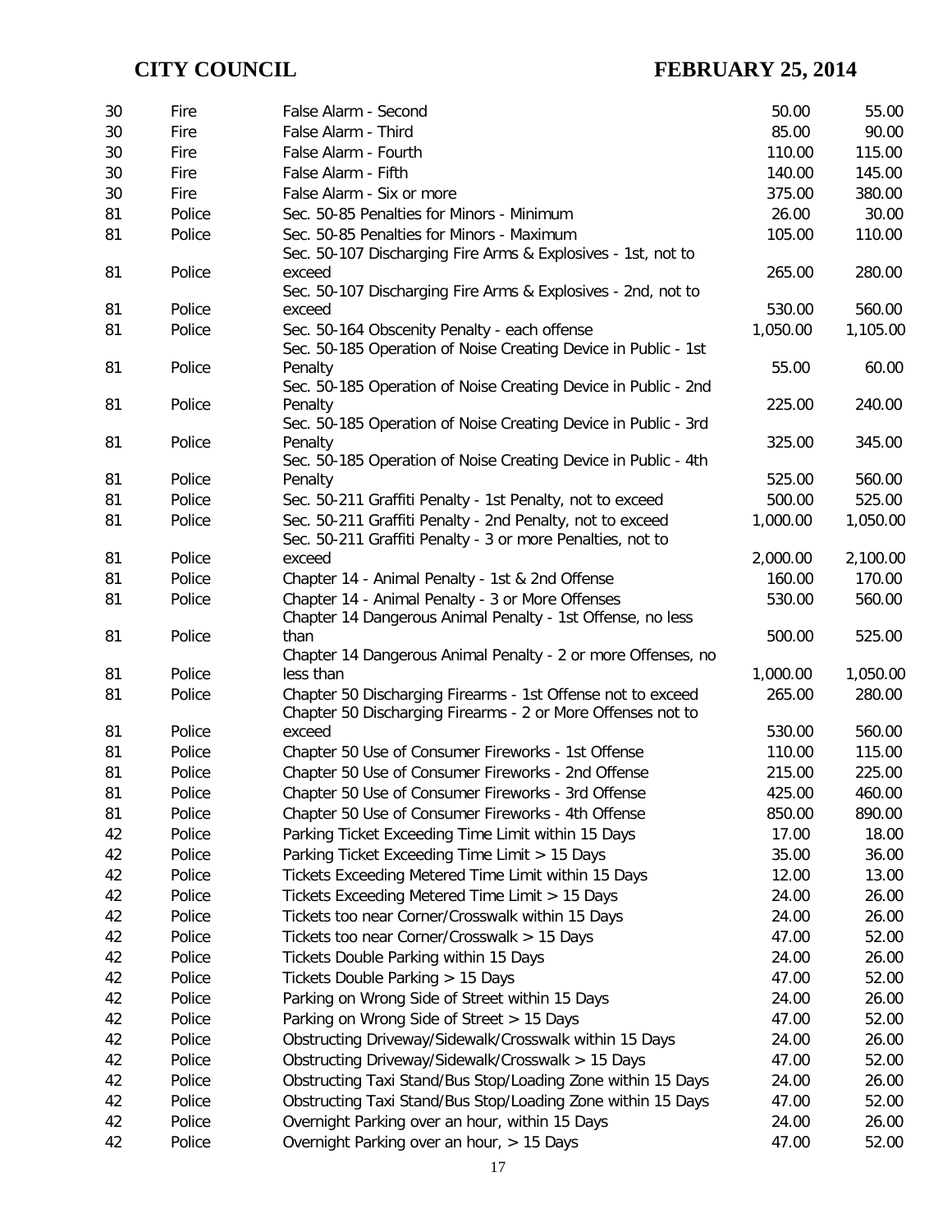| | | | | |
|---|---|---|---|---|
| 30 | Fire | False Alarm - Second | 50.00 | 55.00 |
| 30 | Fire | False Alarm - Third | 85.00 | 90.00 |
| 30 | Fire | False Alarm - Fourth | 110.00 | 115.00 |
| 30 | Fire | False Alarm - Fifth | 140.00 | 145.00 |
| 30 | Fire | False Alarm - Six or more | 375.00 | 380.00 |
| 81 | Police | Sec. 50-85 Penalties for Minors - Minimum | 26.00 | 30.00 |
| 81 | Police | Sec. 50-85 Penalties for Minors - Maximum | 105.00 | 110.00 |
| 81 | Police | Sec. 50-107 Discharging Fire Arms & Explosives - 1st, not to exceed | 265.00 | 280.00 |
| 81 | Police | Sec. 50-107 Discharging Fire Arms & Explosives - 2nd, not to exceed | 530.00 | 560.00 |
| 81 | Police | Sec. 50-164 Obscenity Penalty - each offense | 1,050.00 | 1,105.00 |
| 81 | Police | Sec. 50-185 Operation of Noise Creating Device in Public - 1st Penalty | 55.00 | 60.00 |
| 81 | Police | Sec. 50-185 Operation of Noise Creating Device in Public - 2nd Penalty | 225.00 | 240.00 |
| 81 | Police | Sec. 50-185 Operation of Noise Creating Device in Public - 3rd Penalty | 325.00 | 345.00 |
| 81 | Police | Sec. 50-185 Operation of Noise Creating Device in Public - 4th Penalty | 525.00 | 560.00 |
| 81 | Police | Sec. 50-211 Graffiti Penalty - 1st Penalty, not to exceed | 500.00 | 525.00 |
| 81 | Police | Sec. 50-211 Graffiti Penalty - 2nd Penalty, not to exceed | 1,000.00 | 1,050.00 |
| 81 | Police | Sec. 50-211 Graffiti Penalty - 3 or more Penalties, not to exceed | 2,000.00 | 2,100.00 |
| 81 | Police | Chapter 14 - Animal Penalty - 1st & 2nd Offense | 160.00 | 170.00 |
| 81 | Police | Chapter 14 - Animal Penalty - 3 or More Offenses | 530.00 | 560.00 |
| 81 | Police | Chapter 14 Dangerous Animal Penalty - 1st Offense, no less than | 500.00 | 525.00 |
| 81 | Police | Chapter 14 Dangerous Animal Penalty - 2 or more Offenses, no less than | 1,000.00 | 1,050.00 |
| 81 | Police | Chapter 50 Discharging Firearms - 1st Offense not to exceed | 265.00 | 280.00 |
| 81 | Police | Chapter 50 Discharging Firearms - 2 or More Offenses not to exceed | 530.00 | 560.00 |
| 81 | Police | Chapter 50 Use of Consumer Fireworks - 1st Offense | 110.00 | 115.00 |
| 81 | Police | Chapter 50 Use of Consumer Fireworks - 2nd Offense | 215.00 | 225.00 |
| 81 | Police | Chapter 50 Use of Consumer Fireworks - 3rd Offense | 425.00 | 460.00 |
| 81 | Police | Chapter 50 Use of Consumer Fireworks - 4th Offense | 850.00 | 890.00 |
| 42 | Police | Parking Ticket Exceeding Time Limit within 15 Days | 17.00 | 18.00 |
| 42 | Police | Parking Ticket Exceeding Time Limit > 15 Days | 35.00 | 36.00 |
| 42 | Police | Tickets Exceeding Metered Time Limit within 15 Days | 12.00 | 13.00 |
| 42 | Police | Tickets Exceeding Metered Time Limit > 15 Days | 24.00 | 26.00 |
| 42 | Police | Tickets too near Corner/Crosswalk within 15 Days | 24.00 | 26.00 |
| 42 | Police | Tickets too near Corner/Crosswalk > 15 Days | 47.00 | 52.00 |
| 42 | Police | Tickets Double Parking within 15 Days | 24.00 | 26.00 |
| 42 | Police | Tickets Double Parking > 15 Days | 47.00 | 52.00 |
| 42 | Police | Parking on Wrong Side of Street within 15 Days | 24.00 | 26.00 |
| 42 | Police | Parking on Wrong Side of Street > 15 Days | 47.00 | 52.00 |
| 42 | Police | Obstructing Driveway/Sidewalk/Crosswalk within 15 Days | 24.00 | 26.00 |
| 42 | Police | Obstructing Driveway/Sidewalk/Crosswalk > 15 Days | 47.00 | 52.00 |
| 42 | Police | Obstructing Taxi Stand/Bus Stop/Loading Zone within 15 Days | 24.00 | 26.00 |
| 42 | Police | Obstructing Taxi Stand/Bus Stop/Loading Zone within 15 Days | 47.00 | 52.00 |
| 42 | Police | Overnight Parking over an hour, within 15 Days | 24.00 | 26.00 |
| 42 | Police | Overnight Parking over an hour, > 15 Days | 47.00 | 52.00 |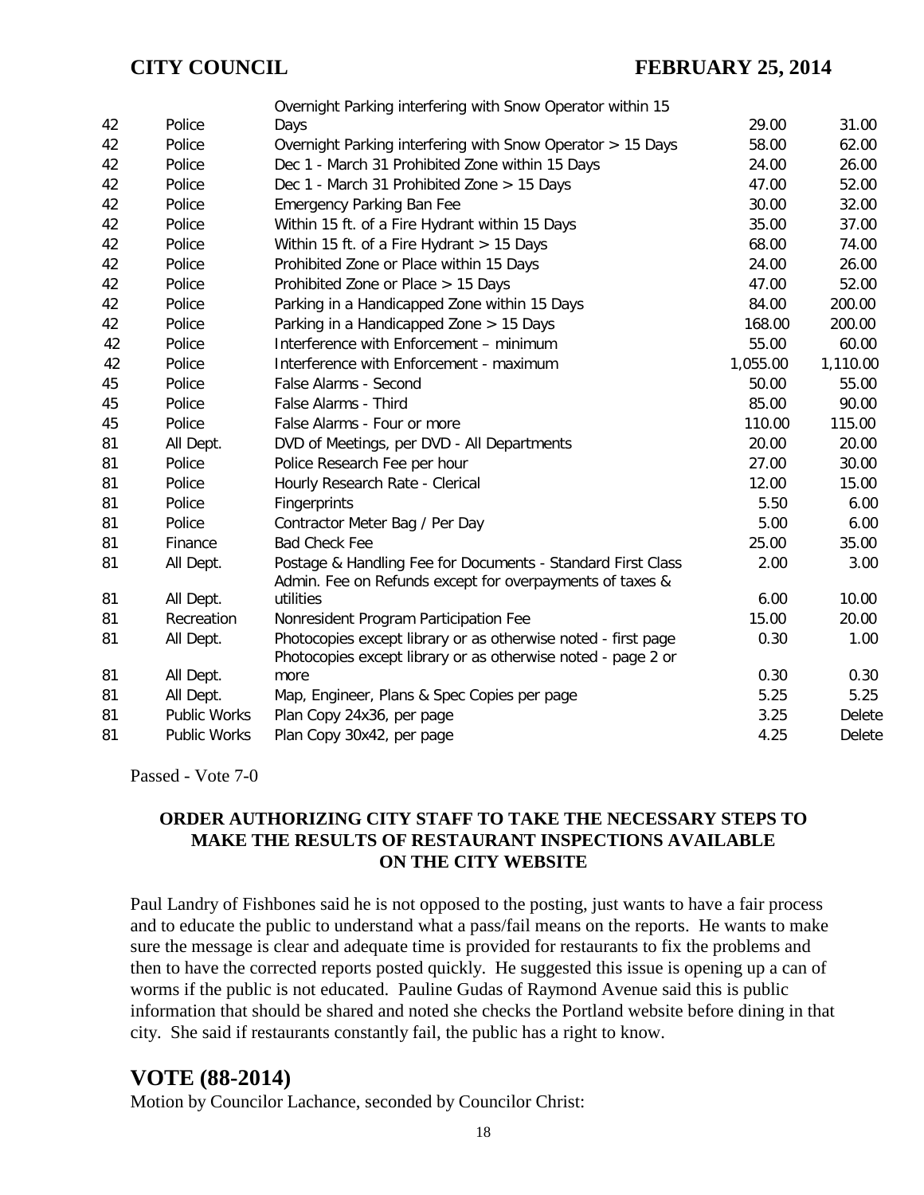| | | | | |
|---|---|---|---|---|
| 42 | Police | Overnight Parking interfering with Snow Operator within 15 Days | 29.00 | 31.00 |
| 42 | Police | Overnight Parking interfering with Snow Operator > 15 Days | 58.00 | 62.00 |
| 42 | Police | Dec 1 - March 31 Prohibited Zone within 15 Days | 24.00 | 26.00 |
| 42 | Police | Dec 1 - March 31 Prohibited Zone > 15 Days | 47.00 | 52.00 |
| 42 | Police | Emergency Parking Ban Fee | 30.00 | 32.00 |
| 42 | Police | Within 15 ft. of a Fire Hydrant within 15 Days | 35.00 | 37.00 |
| 42 | Police | Within 15 ft. of a Fire Hydrant > 15 Days | 68.00 | 74.00 |
| 42 | Police | Prohibited Zone or Place within 15 Days | 24.00 | 26.00 |
| 42 | Police | Prohibited Zone or Place > 15 Days | 47.00 | 52.00 |
| 42 | Police | Parking in a Handicapped Zone within 15 Days | 84.00 | 200.00 |
| 42 | Police | Parking in a Handicapped Zone > 15 Days | 168.00 | 200.00 |
| 42 | Police | Interference with Enforcement – minimum | 55.00 | 60.00 |
| 42 | Police | Interference with Enforcement - maximum | 1,055.00 | 1,110.00 |
| 45 | Police | False Alarms - Second | 50.00 | 55.00 |
| 45 | Police | False Alarms - Third | 85.00 | 90.00 |
| 45 | Police | False Alarms - Four or more | 110.00 | 115.00 |
| 81 | All Dept. | DVD of Meetings, per DVD - All Departments | 20.00 | 20.00 |
| 81 | Police | Police Research Fee per hour | 27.00 | 30.00 |
| 81 | Police | Hourly Research Rate - Clerical | 12.00 | 15.00 |
| 81 | Police | Fingerprints | 5.50 | 6.00 |
| 81 | Police | Contractor Meter Bag / Per Day | 5.00 | 6.00 |
| 81 | Finance | Bad Check Fee | 25.00 | 35.00 |
| 81 | All Dept. | Postage & Handling Fee for Documents - Standard First Class | 2.00 | 3.00 |
| 81 | All Dept. | Admin. Fee on Refunds except for overpayments of taxes & utilities | 6.00 | 10.00 |
| 81 | Recreation | Nonresident Program Participation Fee | 15.00 | 20.00 |
| 81 | All Dept. | Photocopies except library or as otherwise noted - first page | 0.30 | 1.00 |
| 81 | All Dept. | Photocopies except library or as otherwise noted - page 2 or more | 0.30 | 0.30 |
| 81 | All Dept. | Map, Engineer, Plans & Spec Copies per page | 5.25 | 5.25 |
| 81 | Public Works | Plan Copy 24x36, per page | 3.25 | Delete |
| 81 | Public Works | Plan Copy 30x42, per page | 4.25 | Delete |

Passed - Vote 7-0

### ORDER AUTHORIZING CITY STAFF TO TAKE THE NECESSARY STEPS TO MAKE THE RESULTS OF RESTAURANT INSPECTIONS AVAILABLE ON THE CITY WEBSITE

Paul Landry of Fishbones said he is not opposed to the posting, just wants to have a fair process and to educate the public to understand what a pass/fail means on the reports. He wants to make sure the message is clear and adequate time is provided for restaurants to fix the problems and then to have the corrected reports posted quickly. He suggested this issue is opening up a can of worms if the public is not educated. Pauline Gudas of Raymond Avenue said this is public information that should be shared and noted she checks the Portland website before dining in that city. She said if restaurants constantly fail, the public has a right to know.

## VOTE (88-2014)

Motion by Councilor Lachance, seconded by Councilor Christ: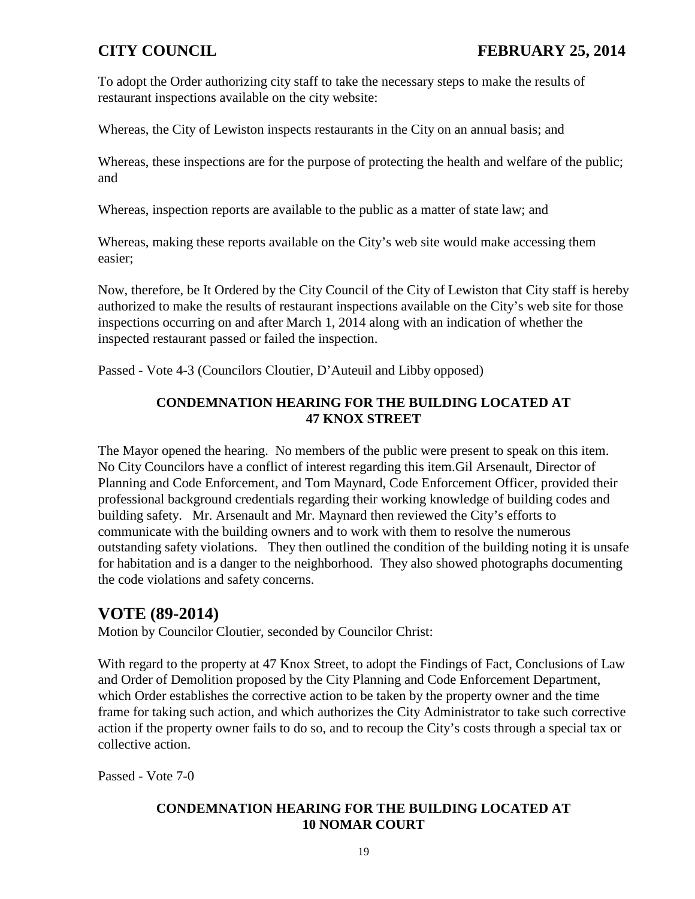To adopt the Order authorizing city staff to take the necessary steps to make the results of restaurant inspections available on the city website:

Whereas, the City of Lewiston inspects restaurants in the City on an annual basis; and

Whereas, these inspections are for the purpose of protecting the health and welfare of the public; and

Whereas, inspection reports are available to the public as a matter of state law; and

Whereas, making these reports available on the City's web site would make accessing them easier;

Now, therefore, be It Ordered by the City Council of the City of Lewiston that City staff is hereby authorized to make the results of restaurant inspections available on the City's web site for those inspections occurring on and after March 1, 2014 along with an indication of whether the inspected restaurant passed or failed the inspection.

Passed - Vote 4-3 (Councilors Cloutier, D'Auteuil and Libby opposed)

**CONDEMNATION HEARING FOR THE BUILDING LOCATED AT 47 KNOX STREET**

The Mayor opened the hearing. No members of the public were present to speak on this item. No City Councilors have a conflict of interest regarding this item.Gil Arsenault, Director of Planning and Code Enforcement, and Tom Maynard, Code Enforcement Officer, provided their professional background credentials regarding their working knowledge of building codes and building safety. Mr. Arsenault and Mr. Maynard then reviewed the City's efforts to communicate with the building owners and to work with them to resolve the numerous outstanding safety violations. They then outlined the condition of the building noting it is unsafe for habitation and is a danger to the neighborhood. They also showed photographs documenting the code violations and safety concerns.

## VOTE (89-2014)

Motion by Councilor Cloutier, seconded by Councilor Christ:

With regard to the property at 47 Knox Street, to adopt the Findings of Fact, Conclusions of Law and Order of Demolition proposed by the City Planning and Code Enforcement Department, which Order establishes the corrective action to be taken by the property owner and the time frame for taking such action, and which authorizes the City Administrator to take such corrective action if the property owner fails to do so, and to recoup the City's costs through a special tax or collective action.

Passed - Vote 7-0

**CONDEMNATION HEARING FOR THE BUILDING LOCATED AT 10 NOMAR COURT**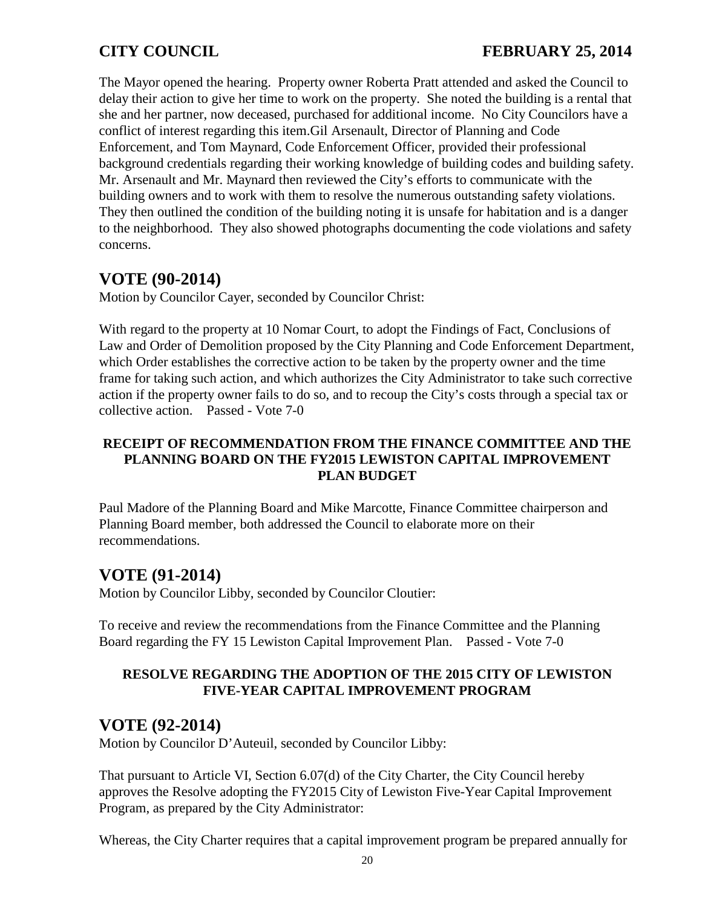The Mayor opened the hearing. Property owner Roberta Pratt attended and asked the Council to delay their action to give her time to work on the property. She noted the building is a rental that she and her partner, now deceased, purchased for additional income. No City Councilors have a conflict of interest regarding this item.Gil Arsenault, Director of Planning and Code Enforcement, and Tom Maynard, Code Enforcement Officer, provided their professional background credentials regarding their working knowledge of building codes and building safety. Mr. Arsenault and Mr. Maynard then reviewed the City's efforts to communicate with the building owners and to work with them to resolve the numerous outstanding safety violations. They then outlined the condition of the building noting it is unsafe for habitation and is a danger to the neighborhood. They also showed photographs documenting the code violations and safety concerns.

## VOTE (90-2014)

Motion by Councilor Cayer, seconded by Councilor Christ:

With regard to the property at 10 Nomar Court, to adopt the Findings of Fact, Conclusions of Law and Order of Demolition proposed by the City Planning and Code Enforcement Department, which Order establishes the corrective action to be taken by the property owner and the time frame for taking such action, and which authorizes the City Administrator to take such corrective action if the property owner fails to do so, and to recoup the City's costs through a special tax or collective action. Passed - Vote 7-0

### RECEIPT OF RECOMMENDATION FROM THE FINANCE COMMITTEE AND THE PLANNING BOARD ON THE FY2015 LEWISTON CAPITAL IMPROVEMENT PLAN BUDGET

Paul Madore of the Planning Board and Mike Marcotte, Finance Committee chairperson and Planning Board member, both addressed the Council to elaborate more on their recommendations.

## VOTE (91-2014)

Motion by Councilor Libby, seconded by Councilor Cloutier:

To receive and review the recommendations from the Finance Committee and the Planning Board regarding the FY 15 Lewiston Capital Improvement Plan. Passed - Vote 7-0

### RESOLVE REGARDING THE ADOPTION OF THE 2015 CITY OF LEWISTON FIVE-YEAR CAPITAL IMPROVEMENT PROGRAM

## VOTE (92-2014)

Motion by Councilor D'Auteuil, seconded by Councilor Libby:

That pursuant to Article VI, Section 6.07(d) of the City Charter, the City Council hereby approves the Resolve adopting the FY2015 City of Lewiston Five-Year Capital Improvement Program, as prepared by the City Administrator:

Whereas, the City Charter requires that a capital improvement program be prepared annually for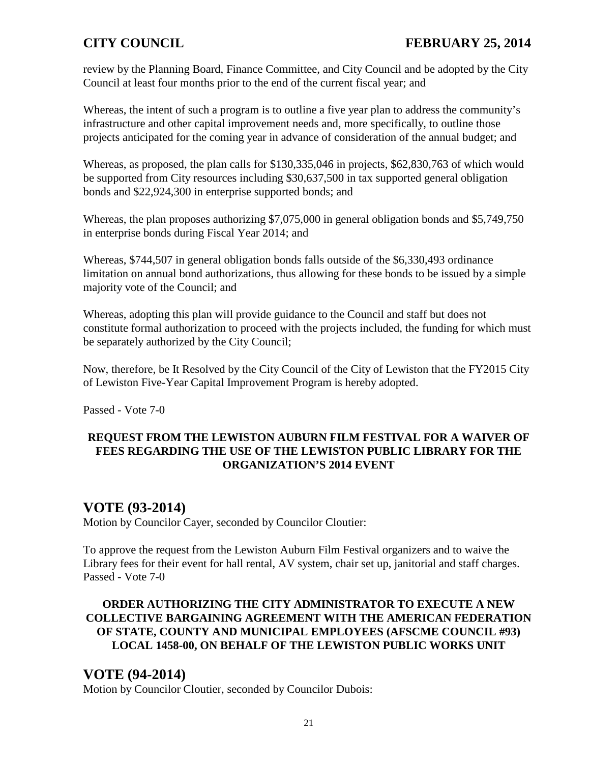review by the Planning Board, Finance Committee, and City Council and be adopted by the City Council at least four months prior to the end of the current fiscal year; and

Whereas, the intent of such a program is to outline a five year plan to address the community's infrastructure and other capital improvement needs and, more specifically, to outline those projects anticipated for the coming year in advance of consideration of the annual budget; and

Whereas, as proposed, the plan calls for $130,335,046 in projects, $62,830,763 of which would be supported from City resources including $30,637,500 in tax supported general obligation bonds and $22,924,300 in enterprise supported bonds; and

Whereas, the plan proposes authorizing $7,075,000 in general obligation bonds and $5,749,750 in enterprise bonds during Fiscal Year 2014; and

Whereas, $744,507 in general obligation bonds falls outside of the $6,330,493 ordinance limitation on annual bond authorizations, thus allowing for these bonds to be issued by a simple majority vote of the Council; and

Whereas, adopting this plan will provide guidance to the Council and staff but does not constitute formal authorization to proceed with the projects included, the funding for which must be separately authorized by the City Council;

Now, therefore, be It Resolved by the City Council of the City of Lewiston that the FY2015 City of Lewiston Five-Year Capital Improvement Program is hereby adopted.

Passed - Vote 7-0

**REQUEST FROM THE LEWISTON AUBURN FILM FESTIVAL FOR A WAIVER OF FEES REGARDING THE USE OF THE LEWISTON PUBLIC LIBRARY FOR THE ORGANIZATION'S 2014 EVENT**

## VOTE (93-2014)

Motion by Councilor Cayer, seconded by Councilor Cloutier:

To approve the request from the Lewiston Auburn Film Festival organizers and to waive the Library fees for their event for hall rental, AV system, chair set up, janitorial and staff charges.
Passed - Vote 7-0

**ORDER AUTHORIZING THE CITY ADMINISTRATOR TO EXECUTE A NEW COLLECTIVE BARGAINING AGREEMENT WITH THE AMERICAN FEDERATION OF STATE, COUNTY AND MUNICIPAL EMPLOYEES (AFSCME COUNCIL #93) LOCAL 1458-00, ON BEHALF OF THE LEWISTON PUBLIC WORKS UNIT**

## VOTE (94-2014)

Motion by Councilor Cloutier, seconded by Councilor Dubois: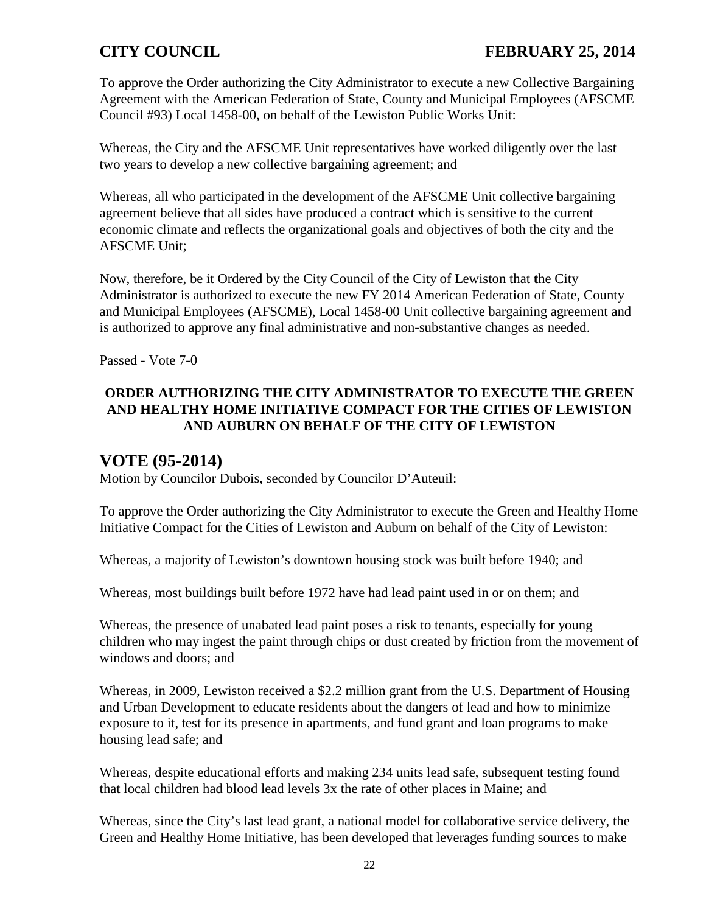To approve the Order authorizing the City Administrator to execute a new Collective Bargaining Agreement with the American Federation of State, County and Municipal Employees (AFSCME Council #93) Local 1458-00, on behalf of the Lewiston Public Works Unit:

Whereas, the City and the AFSCME Unit representatives have worked diligently over the last two years to develop a new collective bargaining agreement; and

Whereas, all who participated in the development of the AFSCME Unit collective bargaining agreement believe that all sides have produced a contract which is sensitive to the current economic climate and reflects the organizational goals and objectives of both the city and the AFSCME Unit;

Now, therefore, be it Ordered by the City Council of the City of Lewiston that the City Administrator is authorized to execute the new FY 2014 American Federation of State, County and Municipal Employees (AFSCME), Local 1458-00 Unit collective bargaining agreement and is authorized to approve any final administrative and non-substantive changes as needed.

Passed - Vote 7-0

**ORDER AUTHORIZING THE CITY ADMINISTRATOR TO EXECUTE THE GREEN AND HEALTHY HOME INITIATIVE COMPACT FOR THE CITIES OF LEWISTON AND AUBURN ON BEHALF OF THE CITY OF LEWISTON**

## VOTE (95-2014)

Motion by Councilor Dubois, seconded by Councilor D'Auteuil:

To approve the Order authorizing the City Administrator to execute the Green and Healthy Home Initiative Compact for the Cities of Lewiston and Auburn on behalf of the City of Lewiston:

Whereas, a majority of Lewiston's downtown housing stock was built before 1940; and

Whereas, most buildings built before 1972 have had lead paint used in or on them; and

Whereas, the presence of unabated lead paint poses a risk to tenants, especially for young children who may ingest the paint through chips or dust created by friction from the movement of windows and doors; and

Whereas, in 2009, Lewiston received a $2.2 million grant from the U.S. Department of Housing and Urban Development to educate residents about the dangers of lead and how to minimize exposure to it, test for its presence in apartments, and fund grant and loan programs to make housing lead safe; and

Whereas, despite educational efforts and making 234 units lead safe, subsequent testing found that local children had blood lead levels 3x the rate of other places in Maine; and

Whereas, since the City's last lead grant, a national model for collaborative service delivery, the Green and Healthy Home Initiative, has been developed that leverages funding sources to make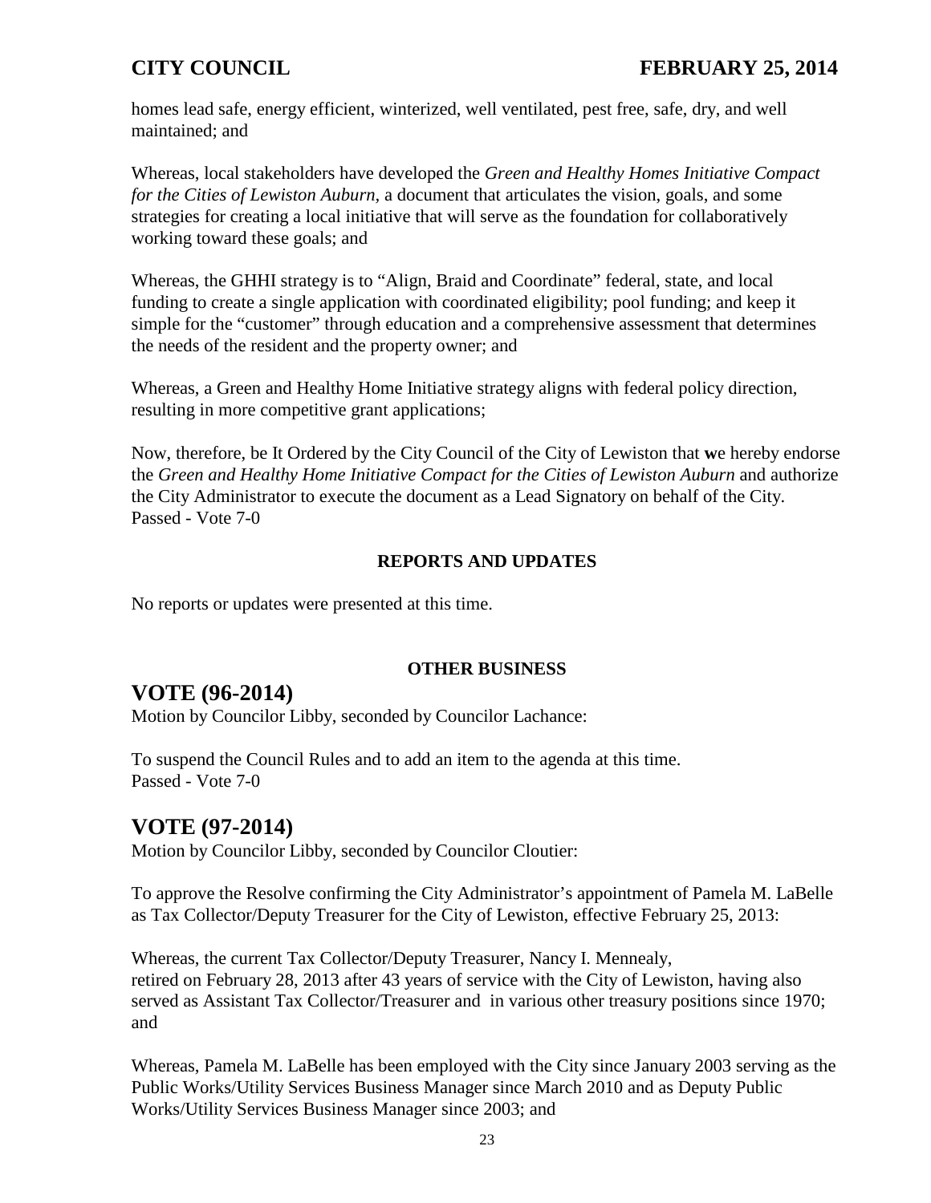homes lead safe, energy efficient, winterized, well ventilated, pest free, safe, dry, and well maintained; and

Whereas, local stakeholders have developed the *Green and Healthy Homes Initiative Compact for the Cities of Lewiston Auburn,* a document that articulates the vision, goals, and some strategies for creating a local initiative that will serve as the foundation for collaboratively working toward these goals; and

Whereas, the GHHI strategy is to "Align, Braid and Coordinate" federal, state, and local funding to create a single application with coordinated eligibility; pool funding; and keep it simple for the "customer" through education and a comprehensive assessment that determines the needs of the resident and the property owner; and

Whereas, a Green and Healthy Home Initiative strategy aligns with federal policy direction, resulting in more competitive grant applications;

Now, therefore, be It Ordered by the City Council of the City of Lewiston that **w**e hereby endorse the *Green and Healthy Home Initiative Compact for the Cities of Lewiston Auburn* and authorize the City Administrator to execute the document as a Lead Signatory on behalf of the City.
Passed - Vote 7-0

**REPORTS AND UPDATES**

No reports or updates were presented at this time.

**OTHER BUSINESS**

## VOTE (96-2014)

Motion by Councilor Libby, seconded by Councilor Lachance:

To suspend the Council Rules and to add an item to the agenda at this time.
Passed - Vote 7-0

## VOTE (97-2014)

Motion by Councilor Libby, seconded by Councilor Cloutier:

To approve the Resolve confirming the City Administrator's appointment of Pamela M. LaBelle as Tax Collector/Deputy Treasurer for the City of Lewiston, effective February 25, 2013:

Whereas, the current Tax Collector/Deputy Treasurer, Nancy I. Mennealy, retired on February 28, 2013 after 43 years of service with the City of Lewiston, having also served as Assistant Tax Collector/Treasurer and in various other treasury positions since 1970; and

Whereas, Pamela M. LaBelle has been employed with the City since January 2003 serving as the Public Works/Utility Services Business Manager since March 2010 and as Deputy Public Works/Utility Services Business Manager since 2003; and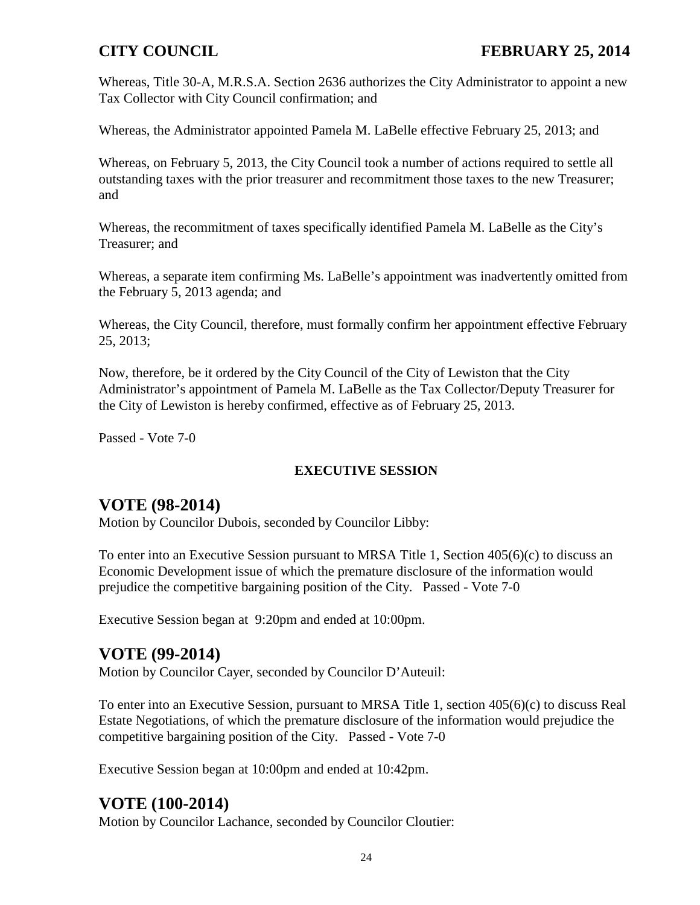Whereas, Title 30-A, M.R.S.A. Section 2636 authorizes the City Administrator to appoint a new Tax Collector with City Council confirmation; and

Whereas, the Administrator appointed Pamela M. LaBelle effective February 25, 2013; and

Whereas, on February 5, 2013, the City Council took a number of actions required to settle all outstanding taxes with the prior treasurer and recommitment those taxes to the new Treasurer; and

Whereas, the recommitment of taxes specifically identified Pamela M. LaBelle as the City's Treasurer; and

Whereas, a separate item confirming Ms. LaBelle's appointment was inadvertently omitted from the February 5, 2013 agenda; and

Whereas, the City Council, therefore, must formally confirm her appointment effective February 25, 2013;

Now, therefore, be it ordered by the City Council of the City of Lewiston that the City Administrator's appointment of Pamela M. LaBelle as the Tax Collector/Deputy Treasurer for the City of Lewiston is hereby confirmed, effective as of February 25, 2013.

Passed - Vote 7-0

**EXECUTIVE SESSION**

## VOTE (98-2014)

Motion by Councilor Dubois, seconded by Councilor Libby:

To enter into an Executive Session pursuant to MRSA Title 1, Section 405(6)(c) to discuss an Economic Development issue of which the premature disclosure of the information would prejudice the competitive bargaining position of the City. Passed - Vote 7-0

Executive Session began at 9:20pm and ended at 10:00pm.

## VOTE (99-2014)

Motion by Councilor Cayer, seconded by Councilor D'Auteuil:

To enter into an Executive Session, pursuant to MRSA Title 1, section 405(6)(c) to discuss Real Estate Negotiations, of which the premature disclosure of the information would prejudice the competitive bargaining position of the City. Passed - Vote 7-0

Executive Session began at 10:00pm and ended at 10:42pm.

## VOTE (100-2014)

Motion by Councilor Lachance, seconded by Councilor Cloutier: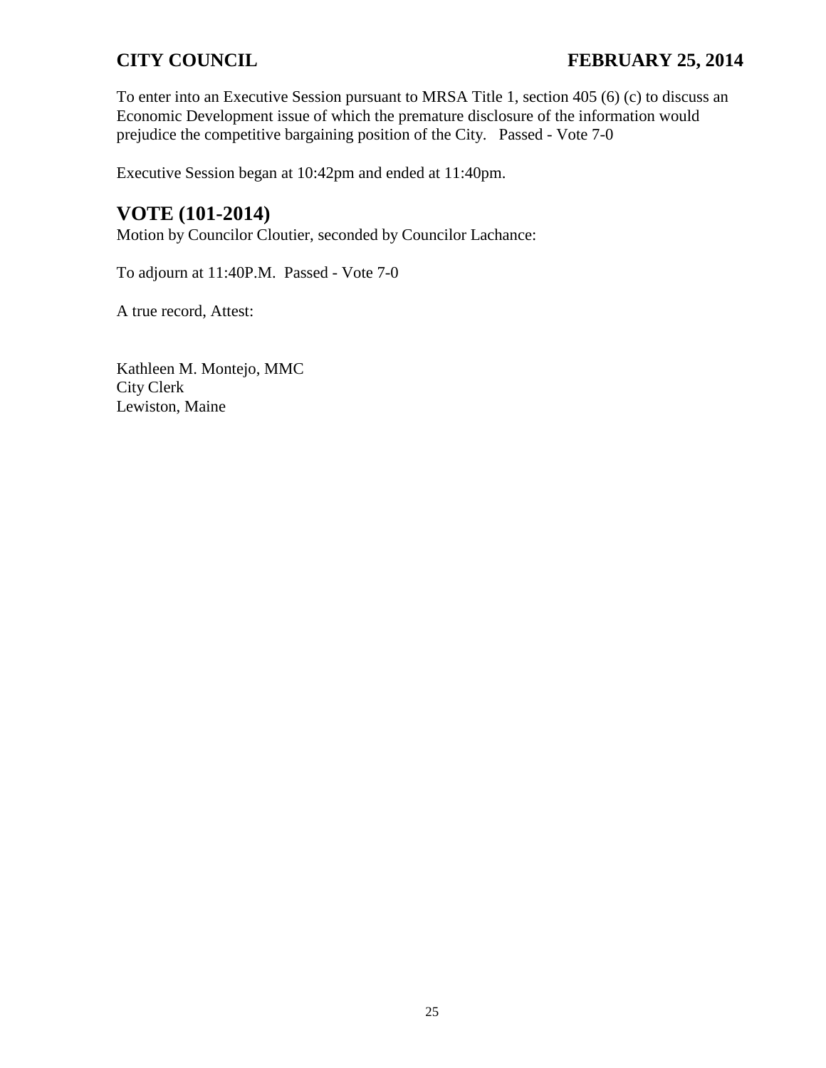To enter into an Executive Session pursuant to MRSA Title 1, section 405 (6) (c) to discuss an Economic Development issue of which the premature disclosure of the information would prejudice the competitive bargaining position of the City. Passed - Vote 7-0

Executive Session began at 10:42pm and ended at 11:40pm.

## VOTE (101-2014)

Motion by Councilor Cloutier, seconded by Councilor Lachance:

To adjourn at 11:40P.M. Passed - Vote 7-0

A true record, Attest:

Kathleen M. Montejo, MMC
City Clerk
Lewiston, Maine